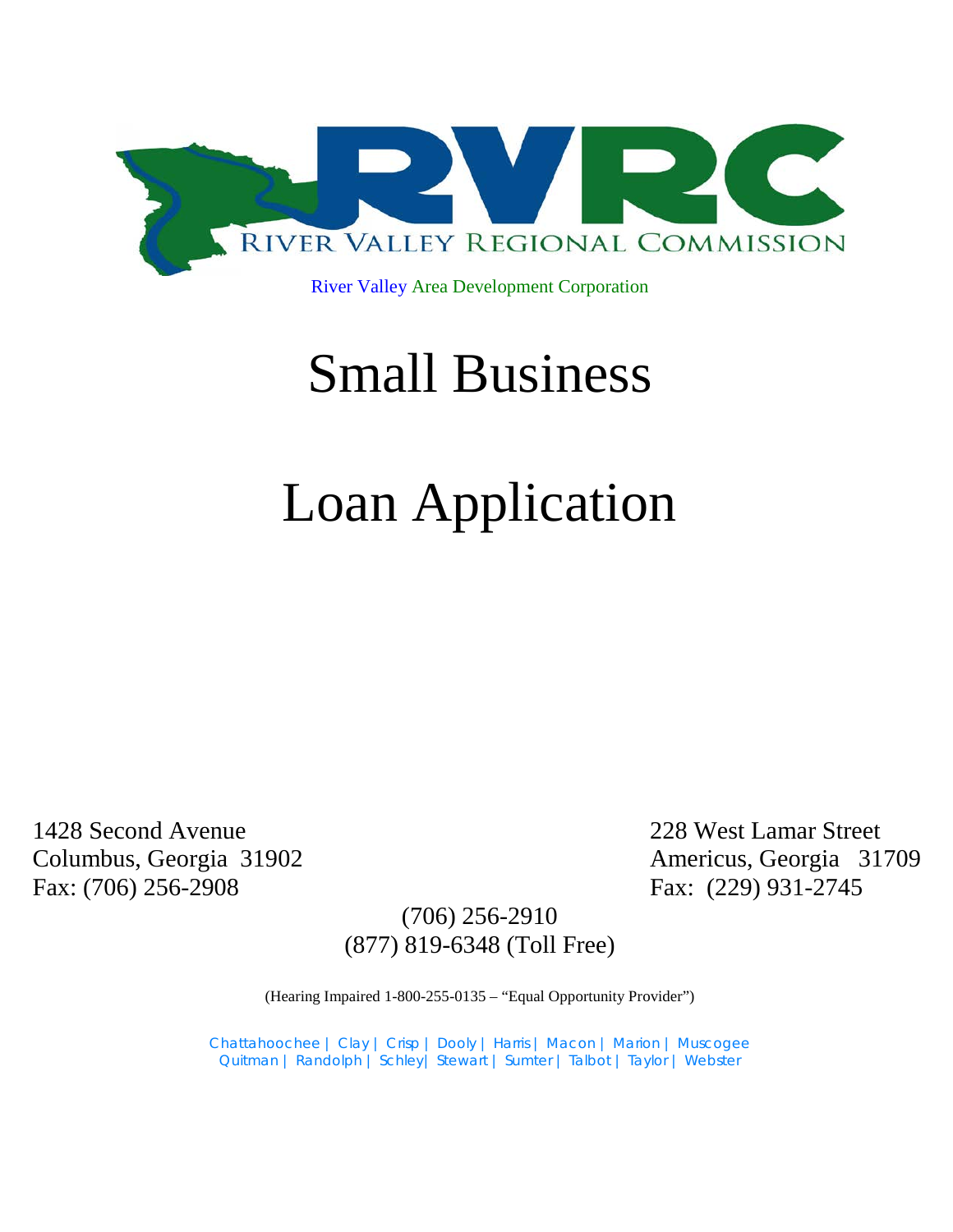RVRC

RIVER VALLEY REGIONAL COMMISSION

River Valley Area Development Corporation

# Small Business

# Loan Application

1428 Second Avenue
Columbus, Georgia 31902
Fax: (706) 256-2908

228 West Lamar Street
Americus, Georgia 31709
Fax: (229) 931-2745

(706) 256-2910
(877) 819-6348 (Toll Free)

(Hearing Impaired 1-800-255-0135 – "Equal Opportunity Provider")

Chattahoochee | Clay | Crisp | Dooly | Harris | Macon | Marion | Muscogee
Quitman | Randolph | Schley| Stewart | Sumter | Talbot | Taylor | Webster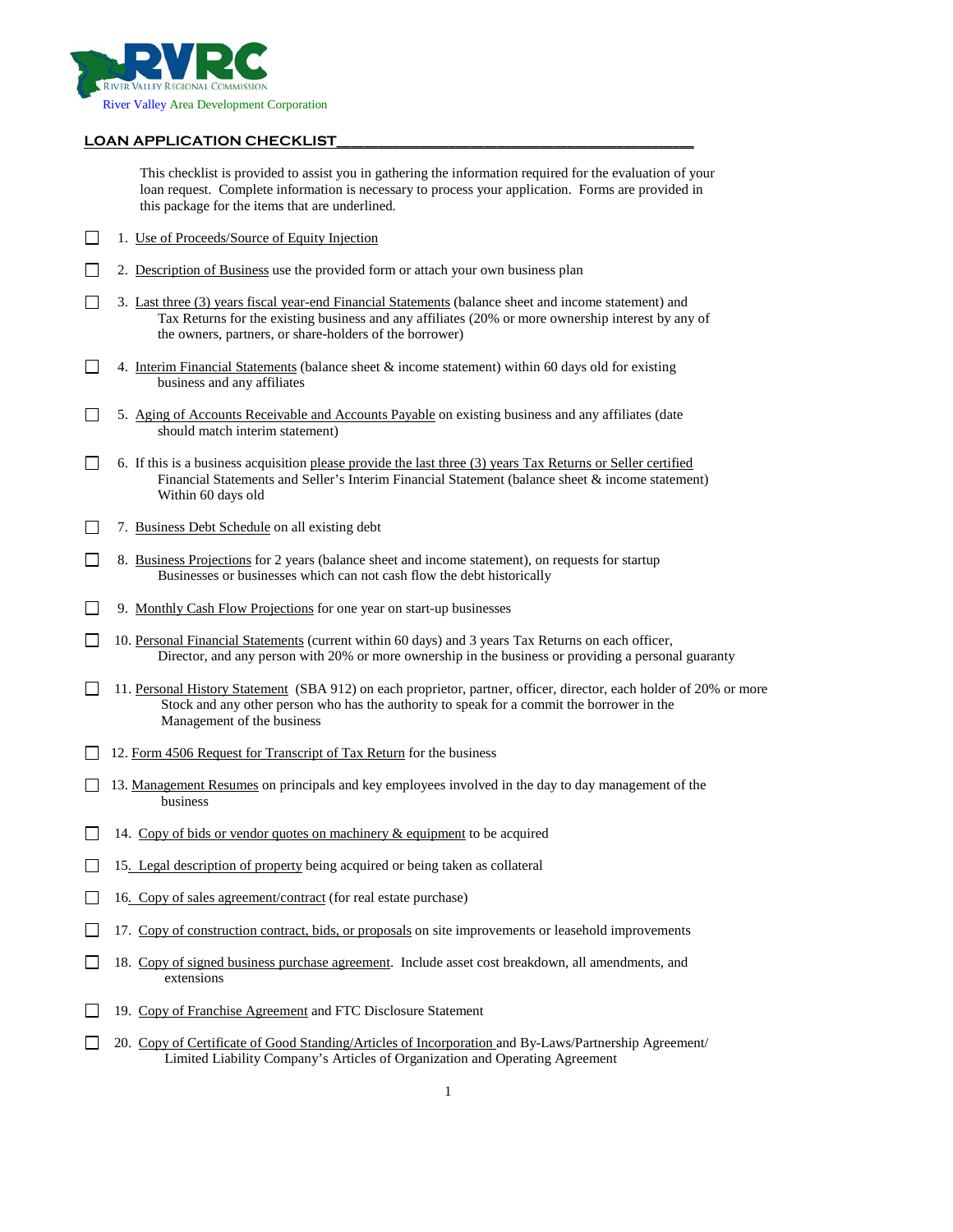RVRC

RIVER VALLEY REGIONAL COMMISSION

River Valley Area Development Corporation

## LOAN APPLICATION CHECKLIST

This checklist is provided to assist you in gathering the information required for the evaluation of your loan request. Complete information is necessary to process your application. Forms are provided in this package for the items that are underlined.

- ☐ 1. Use of Proceeds/Source of Equity Injection
- ☐ 2. Description of Business use the provided form or attach your own business plan
- ☐ 3. Last three (3) years fiscal year-end Financial Statements (balance sheet and income statement) and Tax Returns for the existing business and any affiliates (20% or more ownership interest by any of the owners, partners, or share-holders of the borrower)
- ☐ 4. Interim Financial Statements (balance sheet & income statement) within 60 days old for existing business and any affiliates
- ☐ 5. Aging of Accounts Receivable and Accounts Payable on existing business and any affiliates (date should match interim statement)
- ☐ 6. If this is a business acquisition please provide the last three (3) years Tax Returns or Seller certified Financial Statements and Seller's Interim Financial Statement (balance sheet & income statement) Within 60 days old
- ☐ 7. Business Debt Schedule on all existing debt
- ☐ 8. Business Projections for 2 years (balance sheet and income statement), on requests for startup Businesses or businesses which can not cash flow the debt historically
- ☐ 9. Monthly Cash Flow Projections for one year on start-up businesses
- ☐ 10. Personal Financial Statements (current within 60 days) and 3 years Tax Returns on each officer, Director, and any person with 20% or more ownership in the business or providing a personal guaranty
- ☐ 11. Personal History Statement (SBA 912) on each proprietor, partner, officer, director, each holder of 20% or more Stock and any other person who has the authority to speak for a commit the borrower in the Management of the business
- ☐ 12. Form 4506 Request for Transcript of Tax Return for the business
- ☐ 13. Management Resumes on principals and key employees involved in the day to day management of the business
- ☐ 14. Copy of bids or vendor quotes on machinery & equipment to be acquired
- ☐ 15. Legal description of property being acquired or being taken as collateral
- ☐ 16. Copy of sales agreement/contract (for real estate purchase)
- ☐ 17. Copy of construction contract, bids, or proposals on site improvements or leasehold improvements
- ☐ 18. Copy of signed business purchase agreement. Include asset cost breakdown, all amendments, and extensions
- ☐ 19. Copy of Franchise Agreement and FTC Disclosure Statement
- ☐ 20. Copy of Certificate of Good Standing/Articles of Incorporation and By-Laws/Partnership Agreement/ Limited Liability Company's Articles of Organization and Operating Agreement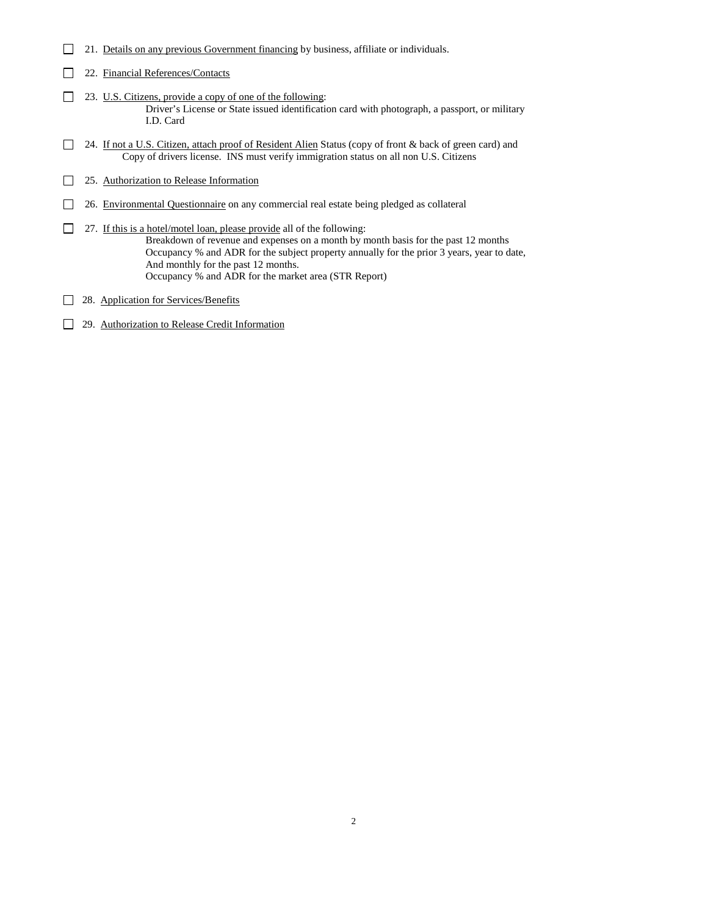- ☐ 21. <u>Details on any previous Government financing</u> by business, affiliate or individuals.

- ☐ 22. <u>Financial References/Contacts</u>

- ☐ 23. <u>U.S. Citizens, provide a copy of one of the following</u>:
  Driver's License or State issued identification card with photograph, a passport, or military I.D. Card

- ☐ 24. <u>If not a U.S. Citizen, attach proof of Resident Alien</u> Status (copy of front & back of green card) and Copy of drivers license. INS must verify immigration status on all non U.S. Citizens

- ☐ 25. <u>Authorization to Release Information</u>

- ☐ 26. <u>Environmental Questionnaire</u> on any commercial real estate being pledged as collateral

- ☐ 27. <u>If this is a hotel/motel loan, please provide</u> all of the following:
  Breakdown of revenue and expenses on a month by month basis for the past 12 months
  Occupancy % and ADR for the subject property annually for the prior 3 years, year to date, And monthly for the past 12 months.
  Occupancy % and ADR for the market area (STR Report)

- ☐ 28. <u>Application for Services/Benefits</u>

- ☐ 29. <u>Authorization to Release Credit Information</u>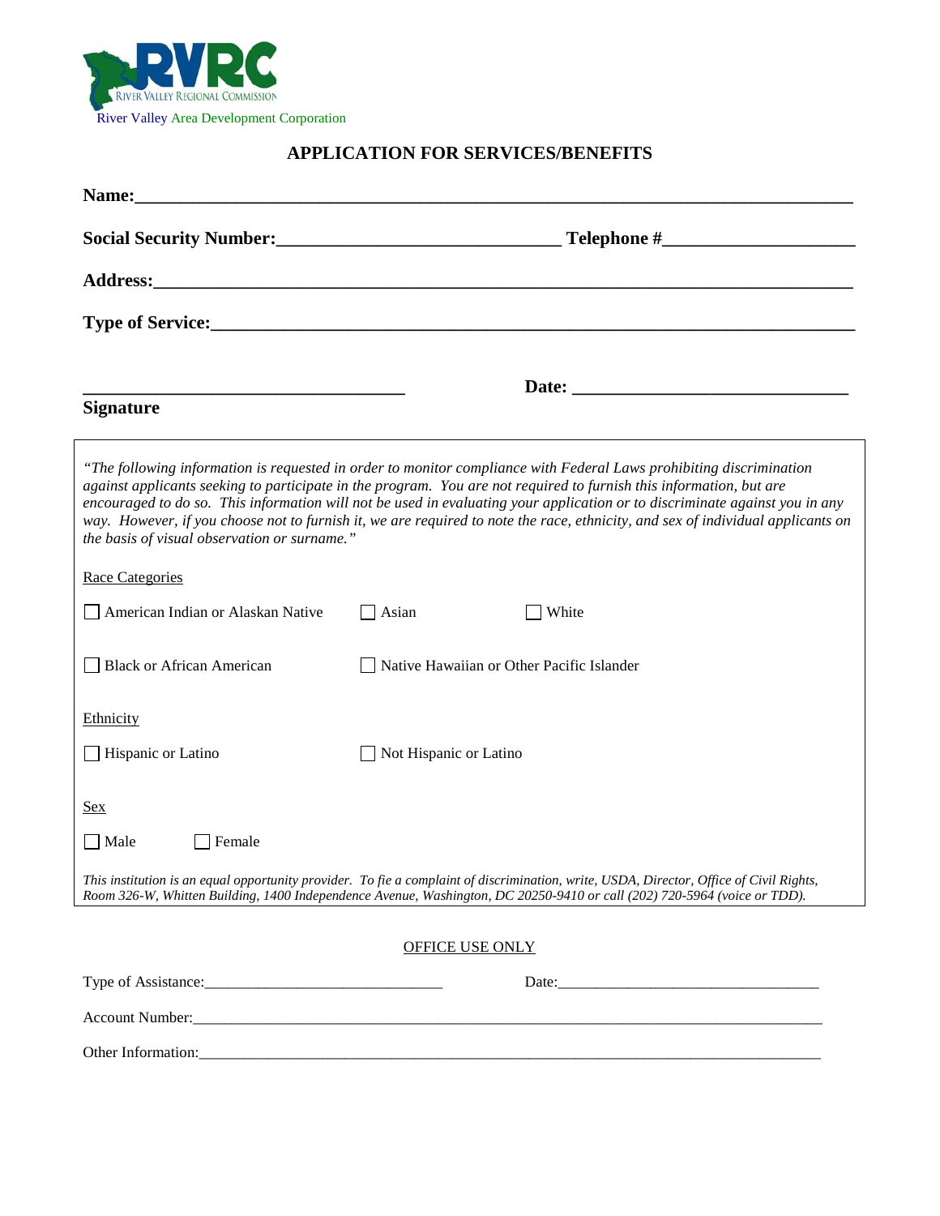RVRC
RIVER VALLEY REGIONAL COMMISSION
River Valley Area Development Corporation

## APPLICATION FOR SERVICES/BENEFITS

**Name:**______________________________________________________________________________

**Social Security Number:**______________________________ **Telephone #**____________________

**Address:**____________________________________________________________________________

**Type of Service:**_______________________________________________________________________

___________________________________ **Date:** ______________________________

**Signature**

*"The following information is requested in order to monitor compliance with Federal Laws prohibiting discrimination against applicants seeking to participate in the program. You are not required to furnish this information, but are encouraged to do so. This information will not be used in evaluating your application or to discriminate against you in any way. However, if you choose not to furnish it, we are required to note the race, ethnicity, and sex of individual applicants on the basis of visual observation or surname."*

Race Categories

☐ American Indian or Alaskan Native ☐ Asian ☐ White

☐ Black or African American ☐ Native Hawaiian or Other Pacific Islander

Ethnicity

☐ Hispanic or Latino ☐ Not Hispanic or Latino

Sex

☐ Male ☐ Female

*This institution is an equal opportunity provider. To fie a complaint of discrimination, write, USDA, Director, Office of Civil Rights, Room 326-W, Whitten Building, 1400 Independence Avenue, Washington, DC 20250-9410 or call (202) 720-5964 (voice or TDD).*

OFFICE USE ONLY

Type of Assistance:______________________________ Date:_________________________________

Account Number:_________________________________________________________________________

Other Information:________________________________________________________________________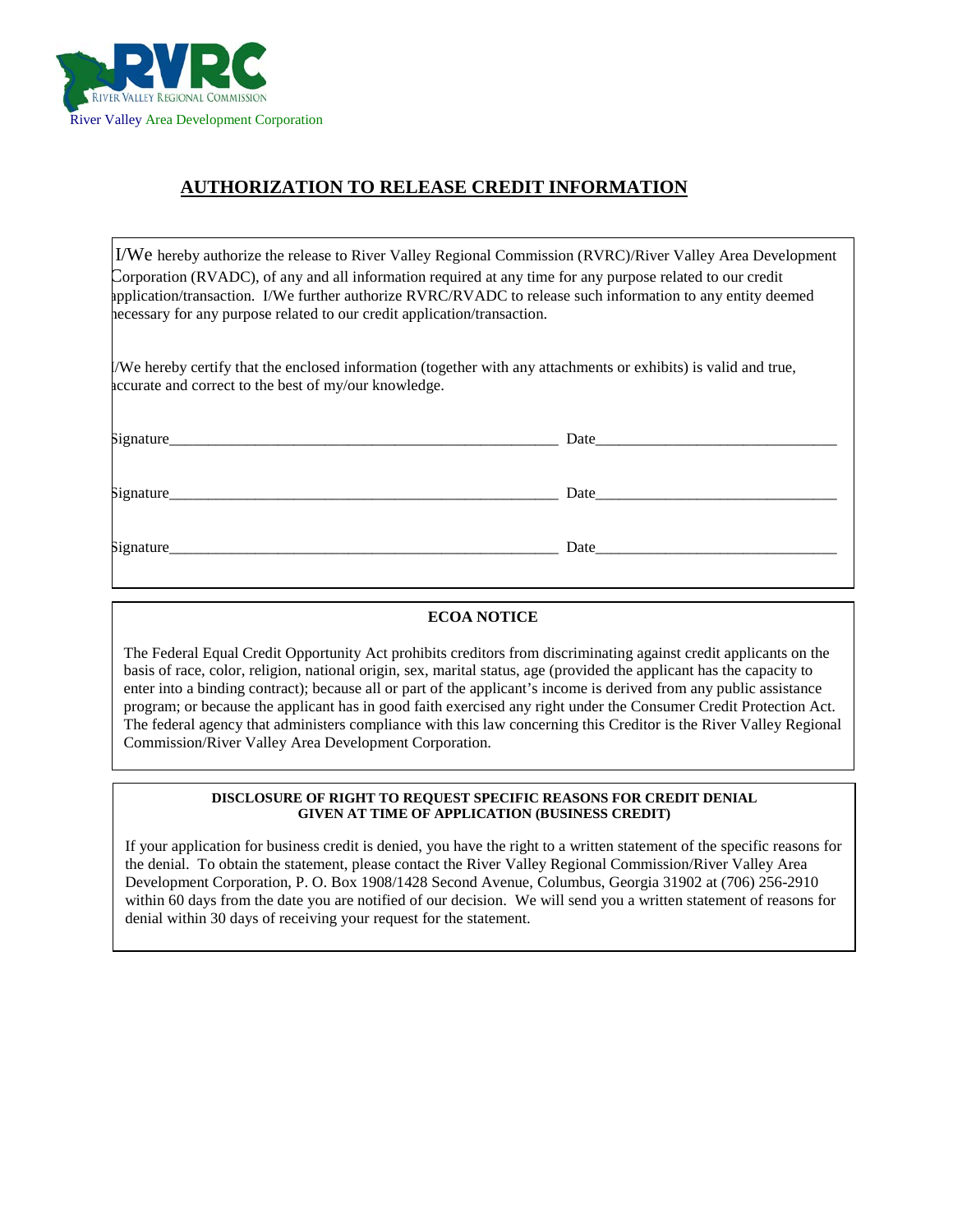RVRC
RIVER VALLEY REGIONAL COMMISSION
River Valley Area Development Corporation

# AUTHORIZATION TO RELEASE CREDIT INFORMATION

I/We hereby authorize the release to River Valley Regional Commission (RVRC)/River Valley Area Development Corporation (RVADC), of any and all information required at any time for any purpose related to our credit application/transaction. I/We further authorize RVRC/RVADC to release such information to any entity deemed necessary for any purpose related to our credit application/transaction.

I/We hereby certify that the enclosed information (together with any attachments or exhibits) is valid and true, accurate and correct to the best of my/our knowledge.

Signature_____________________________________________________ Date_______________________________

Signature_____________________________________________________ Date_______________________________

Signature_____________________________________________________ Date_______________________________

**ECOA NOTICE**

The Federal Equal Credit Opportunity Act prohibits creditors from discriminating against credit applicants on the basis of race, color, religion, national origin, sex, marital status, age (provided the applicant has the capacity to enter into a binding contract); because all or part of the applicant's income is derived from any public assistance program; or because the applicant has in good faith exercised any right under the Consumer Credit Protection Act. The federal agency that administers compliance with this law concerning this Creditor is the River Valley Regional Commission/River Valley Area Development Corporation.

**DISCLOSURE OF RIGHT TO REQUEST SPECIFIC REASONS FOR CREDIT DENIAL GIVEN AT TIME OF APPLICATION (BUSINESS CREDIT)**

If your application for business credit is denied, you have the right to a written statement of the specific reasons for the denial. To obtain the statement, please contact the River Valley Regional Commission/River Valley Area Development Corporation, P. O. Box 1908/1428 Second Avenue, Columbus, Georgia 31902 at (706) 256-2910 within 60 days from the date you are notified of our decision. We will send you a written statement of reasons for denial within 30 days of receiving your request for the statement.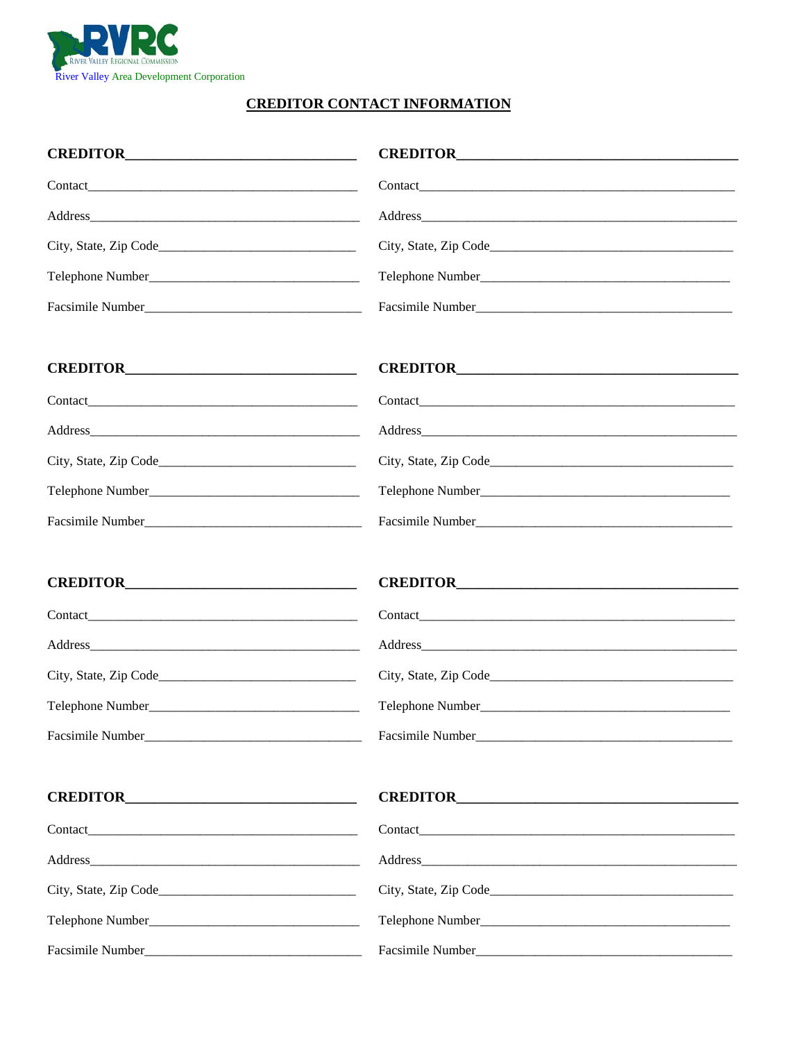RVRC
RIVER VALLEY REGIONAL COMMISSION
River Valley Area Development Corporation

## CREDITOR CONTACT INFORMATION

**CREDITOR**\_\_\_\_\_\_\_\_\_\_\_\_\_\_\_\_\_\_\_\_\_\_\_\_\_\_\_\_\_\_

Contact\_\_\_\_\_\_\_\_\_\_\_\_\_\_\_\_\_\_\_\_\_\_\_\_\_\_\_\_\_\_\_\_\_\_\_\_\_\_\_\_

Address\_\_\_\_\_\_\_\_\_\_\_\_\_\_\_\_\_\_\_\_\_\_\_\_\_\_\_\_\_\_\_\_\_\_\_\_\_\_\_\_

City, State, Zip Code\_\_\_\_\_\_\_\_\_\_\_\_\_\_\_\_\_\_\_\_\_\_\_\_\_\_\_\_\_\_

Telephone Number\_\_\_\_\_\_\_\_\_\_\_\_\_\_\_\_\_\_\_\_\_\_\_\_\_\_\_\_\_\_

Facsimile Number\_\_\_\_\_\_\_\_\_\_\_\_\_\_\_\_\_\_\_\_\_\_\_\_\_\_\_\_\_\_

**CREDITOR**\_\_\_\_\_\_\_\_\_\_\_\_\_\_\_\_\_\_\_\_\_\_\_\_\_\_\_\_\_\_

Contact\_\_\_\_\_\_\_\_\_\_\_\_\_\_\_\_\_\_\_\_\_\_\_\_\_\_\_\_\_\_\_\_\_\_\_\_\_\_\_\_

Address\_\_\_\_\_\_\_\_\_\_\_\_\_\_\_\_\_\_\_\_\_\_\_\_\_\_\_\_\_\_\_\_\_\_\_\_\_\_\_\_

City, State, Zip Code\_\_\_\_\_\_\_\_\_\_\_\_\_\_\_\_\_\_\_\_\_\_\_\_\_\_\_\_\_\_

Telephone Number\_\_\_\_\_\_\_\_\_\_\_\_\_\_\_\_\_\_\_\_\_\_\_\_\_\_\_\_\_\_

Facsimile Number\_\_\_\_\_\_\_\_\_\_\_\_\_\_\_\_\_\_\_\_\_\_\_\_\_\_\_\_\_\_

**CREDITOR**\_\_\_\_\_\_\_\_\_\_\_\_\_\_\_\_\_\_\_\_\_\_\_\_\_\_\_\_\_\_

Contact\_\_\_\_\_\_\_\_\_\_\_\_\_\_\_\_\_\_\_\_\_\_\_\_\_\_\_\_\_\_\_\_\_\_\_\_\_\_\_\_

Address\_\_\_\_\_\_\_\_\_\_\_\_\_\_\_\_\_\_\_\_\_\_\_\_\_\_\_\_\_\_\_\_\_\_\_\_\_\_\_\_

City, State, Zip Code\_\_\_\_\_\_\_\_\_\_\_\_\_\_\_\_\_\_\_\_\_\_\_\_\_\_\_\_\_\_

Telephone Number\_\_\_\_\_\_\_\_\_\_\_\_\_\_\_\_\_\_\_\_\_\_\_\_\_\_\_\_\_\_

Facsimile Number\_\_\_\_\_\_\_\_\_\_\_\_\_\_\_\_\_\_\_\_\_\_\_\_\_\_\_\_\_\_

**CREDITOR**\_\_\_\_\_\_\_\_\_\_\_\_\_\_\_\_\_\_\_\_\_\_\_\_\_\_\_\_\_\_

Contact\_\_\_\_\_\_\_\_\_\_\_\_\_\_\_\_\_\_\_\_\_\_\_\_\_\_\_\_\_\_\_\_\_\_\_\_\_\_\_\_

Address\_\_\_\_\_\_\_\_\_\_\_\_\_\_\_\_\_\_\_\_\_\_\_\_\_\_\_\_\_\_\_\_\_\_\_\_\_\_\_\_

City, State, Zip Code\_\_\_\_\_\_\_\_\_\_\_\_\_\_\_\_\_\_\_\_\_\_\_\_\_\_\_\_\_\_

Telephone Number\_\_\_\_\_\_\_\_\_\_\_\_\_\_\_\_\_\_\_\_\_\_\_\_\_\_\_\_\_\_

Facsimile Number\_\_\_\_\_\_\_\_\_\_\_\_\_\_\_\_\_\_\_\_\_\_\_\_\_\_\_\_\_\_

**CREDITOR**\_\_\_\_\_\_\_\_\_\_\_\_\_\_\_\_\_\_\_\_\_\_\_\_\_\_\_\_\_\_

Contact\_\_\_\_\_\_\_\_\_\_\_\_\_\_\_\_\_\_\_\_\_\_\_\_\_\_\_\_\_\_\_\_\_\_\_\_\_\_\_\_

Address\_\_\_\_\_\_\_\_\_\_\_\_\_\_\_\_\_\_\_\_\_\_\_\_\_\_\_\_\_\_\_\_\_\_\_\_\_\_\_\_

City, State, Zip Code\_\_\_\_\_\_\_\_\_\_\_\_\_\_\_\_\_\_\_\_\_\_\_\_\_\_\_\_\_\_

Telephone Number\_\_\_\_\_\_\_\_\_\_\_\_\_\_\_\_\_\_\_\_\_\_\_\_\_\_\_\_\_\_

Facsimile Number\_\_\_\_\_\_\_\_\_\_\_\_\_\_\_\_\_\_\_\_\_\_\_\_\_\_\_\_\_\_

**CREDITOR**\_\_\_\_\_\_\_\_\_\_\_\_\_\_\_\_\_\_\_\_\_\_\_\_\_\_\_\_\_\_

Contact\_\_\_\_\_\_\_\_\_\_\_\_\_\_\_\_\_\_\_\_\_\_\_\_\_\_\_\_\_\_\_\_\_\_\_\_\_\_\_\_

Address\_\_\_\_\_\_\_\_\_\_\_\_\_\_\_\_\_\_\_\_\_\_\_\_\_\_\_\_\_\_\_\_\_\_\_\_\_\_\_\_

City, State, Zip Code\_\_\_\_\_\_\_\_\_\_\_\_\_\_\_\_\_\_\_\_\_\_\_\_\_\_\_\_\_\_

Telephone Number\_\_\_\_\_\_\_\_\_\_\_\_\_\_\_\_\_\_\_\_\_\_\_\_\_\_\_\_\_\_

Facsimile Number\_\_\_\_\_\_\_\_\_\_\_\_\_\_\_\_\_\_\_\_\_\_\_\_\_\_\_\_\_\_

**CREDITOR**\_\_\_\_\_\_\_\_\_\_\_\_\_\_\_\_\_\_\_\_\_\_\_\_\_\_\_\_\_\_

Contact\_\_\_\_\_\_\_\_\_\_\_\_\_\_\_\_\_\_\_\_\_\_\_\_\_\_\_\_\_\_\_\_\_\_\_\_\_\_\_\_

Address\_\_\_\_\_\_\_\_\_\_\_\_\_\_\_\_\_\_\_\_\_\_\_\_\_\_\_\_\_\_\_\_\_\_\_\_\_\_\_\_

City, State, Zip Code\_\_\_\_\_\_\_\_\_\_\_\_\_\_\_\_\_\_\_\_\_\_\_\_\_\_\_\_\_\_

Telephone Number\_\_\_\_\_\_\_\_\_\_\_\_\_\_\_\_\_\_\_\_\_\_\_\_\_\_\_\_\_\_

Facsimile Number\_\_\_\_\_\_\_\_\_\_\_\_\_\_\_\_\_\_\_\_\_\_\_\_\_\_\_\_\_\_

**CREDITOR**\_\_\_\_\_\_\_\_\_\_\_\_\_\_\_\_\_\_\_\_\_\_\_\_\_\_\_\_\_\_

Contact\_\_\_\_\_\_\_\_\_\_\_\_\_\_\_\_\_\_\_\_\_\_\_\_\_\_\_\_\_\_\_\_\_\_\_\_\_\_\_\_

Address\_\_\_\_\_\_\_\_\_\_\_\_\_\_\_\_\_\_\_\_\_\_\_\_\_\_\_\_\_\_\_\_\_\_\_\_\_\_\_\_

City, State, Zip Code\_\_\_\_\_\_\_\_\_\_\_\_\_\_\_\_\_\_\_\_\_\_\_\_\_\_\_\_\_\_

Telephone Number\_\_\_\_\_\_\_\_\_\_\_\_\_\_\_\_\_\_\_\_\_\_\_\_\_\_\_\_\_\_

Facsimile Number\_\_\_\_\_\_\_\_\_\_\_\_\_\_\_\_\_\_\_\_\_\_\_\_\_\_\_\_\_\_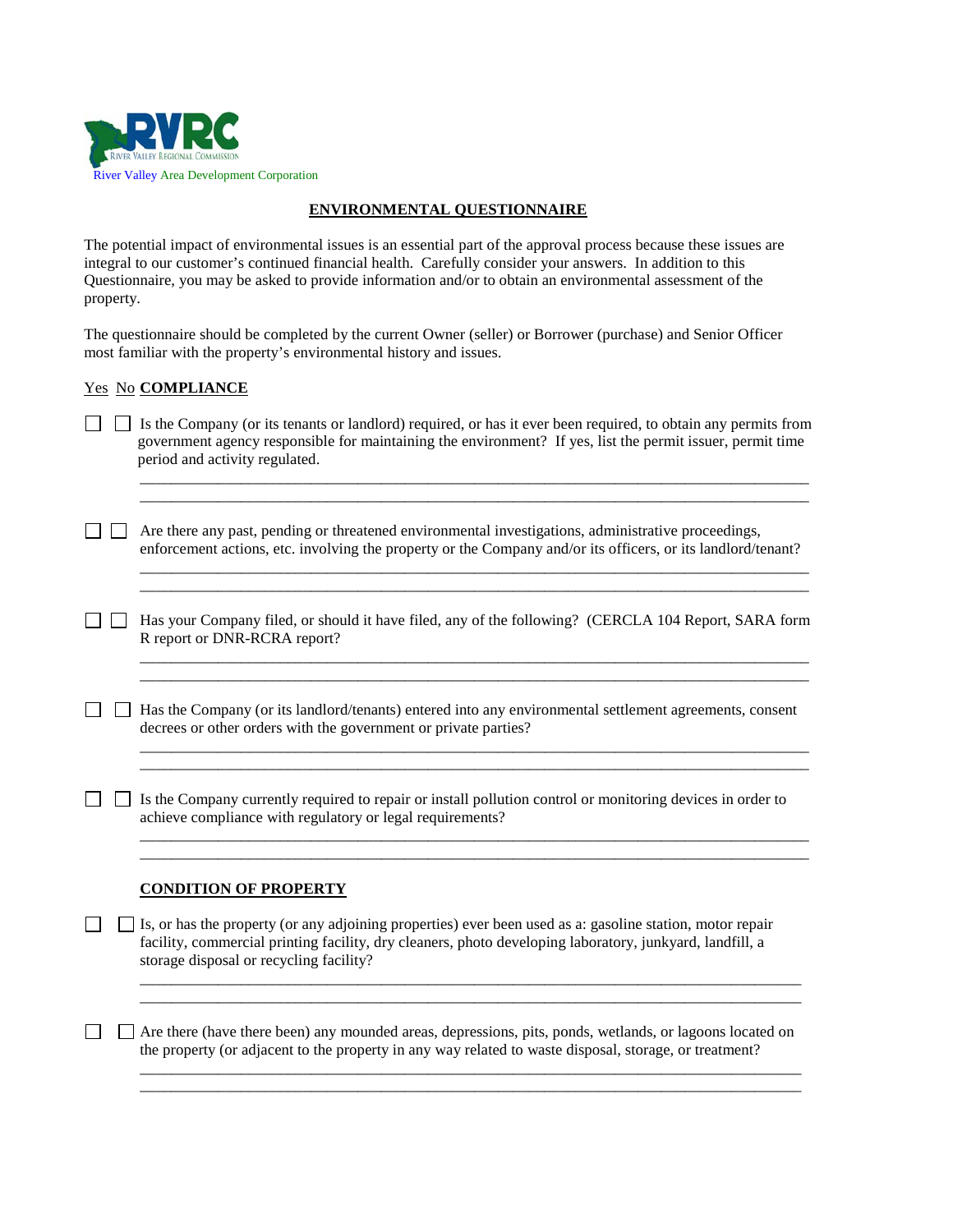RVRC River Valley Regional Commission
River Valley Area Development Corporation

## ENVIRONMENTAL QUESTIONNAIRE

The potential impact of environmental issues is an essential part of the approval process because these issues are integral to our customer's continued financial health. Carefully consider your answers. In addition to this Questionnaire, you may be asked to provide information and/or to obtain an environmental assessment of the property.

The questionnaire should be completed by the current Owner (seller) or Borrower (purchase) and Senior Officer most familiar with the property's environmental history and issues.

Yes No **COMPLIANCE**

☐ ☐ Is the Company (or its tenants or landlord) required, or has it ever been required, to obtain any permits from government agency responsible for maintaining the environment? If yes, list the permit issuer, permit time period and activity regulated.

\_\_\_\_\_\_\_\_\_\_\_\_\_\_\_\_\_\_\_\_\_\_\_\_\_\_\_\_\_\_\_\_\_\_\_\_\_\_\_\_\_\_\_\_\_\_\_\_\_\_\_\_\_\_\_\_\_\_\_\_\_\_\_\_\_\_\_\_\_\_\_\_\_\_\_\_
\_\_\_\_\_\_\_\_\_\_\_\_\_\_\_\_\_\_\_\_\_\_\_\_\_\_\_\_\_\_\_\_\_\_\_\_\_\_\_\_\_\_\_\_\_\_\_\_\_\_\_\_\_\_\_\_\_\_\_\_\_\_\_\_\_\_\_\_\_\_\_\_\_\_\_\_

☐ ☐ Are there any past, pending or threatened environmental investigations, administrative proceedings, enforcement actions, etc. involving the property or the Company and/or its officers, or its landlord/tenant?

\_\_\_\_\_\_\_\_\_\_\_\_\_\_\_\_\_\_\_\_\_\_\_\_\_\_\_\_\_\_\_\_\_\_\_\_\_\_\_\_\_\_\_\_\_\_\_\_\_\_\_\_\_\_\_\_\_\_\_\_\_\_\_\_\_\_\_\_\_\_\_\_\_\_\_\_
\_\_\_\_\_\_\_\_\_\_\_\_\_\_\_\_\_\_\_\_\_\_\_\_\_\_\_\_\_\_\_\_\_\_\_\_\_\_\_\_\_\_\_\_\_\_\_\_\_\_\_\_\_\_\_\_\_\_\_\_\_\_\_\_\_\_\_\_\_\_\_\_\_\_\_\_

☐ ☐ Has your Company filed, or should it have filed, any of the following? (CERCLA 104 Report, SARA form R report or DNR-RCRA report?

\_\_\_\_\_\_\_\_\_\_\_\_\_\_\_\_\_\_\_\_\_\_\_\_\_\_\_\_\_\_\_\_\_\_\_\_\_\_\_\_\_\_\_\_\_\_\_\_\_\_\_\_\_\_\_\_\_\_\_\_\_\_\_\_\_\_\_\_\_\_\_\_\_\_\_\_
\_\_\_\_\_\_\_\_\_\_\_\_\_\_\_\_\_\_\_\_\_\_\_\_\_\_\_\_\_\_\_\_\_\_\_\_\_\_\_\_\_\_\_\_\_\_\_\_\_\_\_\_\_\_\_\_\_\_\_\_\_\_\_\_\_\_\_\_\_\_\_\_\_\_\_\_

☐ ☐ Has the Company (or its landlord/tenants) entered into any environmental settlement agreements, consent decrees or other orders with the government or private parties?

\_\_\_\_\_\_\_\_\_\_\_\_\_\_\_\_\_\_\_\_\_\_\_\_\_\_\_\_\_\_\_\_\_\_\_\_\_\_\_\_\_\_\_\_\_\_\_\_\_\_\_\_\_\_\_\_\_\_\_\_\_\_\_\_\_\_\_\_\_\_\_\_\_\_\_\_
\_\_\_\_\_\_\_\_\_\_\_\_\_\_\_\_\_\_\_\_\_\_\_\_\_\_\_\_\_\_\_\_\_\_\_\_\_\_\_\_\_\_\_\_\_\_\_\_\_\_\_\_\_\_\_\_\_\_\_\_\_\_\_\_\_\_\_\_\_\_\_\_\_\_\_\_

☐ ☐ Is the Company currently required to repair or install pollution control or monitoring devices in order to achieve compliance with regulatory or legal requirements?

\_\_\_\_\_\_\_\_\_\_\_\_\_\_\_\_\_\_\_\_\_\_\_\_\_\_\_\_\_\_\_\_\_\_\_\_\_\_\_\_\_\_\_\_\_\_\_\_\_\_\_\_\_\_\_\_\_\_\_\_\_\_\_\_\_\_\_\_\_\_\_\_\_\_\_\_
\_\_\_\_\_\_\_\_\_\_\_\_\_\_\_\_\_\_\_\_\_\_\_\_\_\_\_\_\_\_\_\_\_\_\_\_\_\_\_\_\_\_\_\_\_\_\_\_\_\_\_\_\_\_\_\_\_\_\_\_\_\_\_\_\_\_\_\_\_\_\_\_\_\_\_\_

**CONDITION OF PROPERTY**

☐ ☐ Is, or has the property (or any adjoining properties) ever been used as a: gasoline station, motor repair facility, commercial printing facility, dry cleaners, photo developing laboratory, junkyard, landfill, a storage disposal or recycling facility?

\_\_\_\_\_\_\_\_\_\_\_\_\_\_\_\_\_\_\_\_\_\_\_\_\_\_\_\_\_\_\_\_\_\_\_\_\_\_\_\_\_\_\_\_\_\_\_\_\_\_\_\_\_\_\_\_\_\_\_\_\_\_\_\_\_\_\_\_\_\_\_\_\_\_\_\_
\_\_\_\_\_\_\_\_\_\_\_\_\_\_\_\_\_\_\_\_\_\_\_\_\_\_\_\_\_\_\_\_\_\_\_\_\_\_\_\_\_\_\_\_\_\_\_\_\_\_\_\_\_\_\_\_\_\_\_\_\_\_\_\_\_\_\_\_\_\_\_\_\_\_\_\_

☐ ☐ Are there (have there been) any mounded areas, depressions, pits, ponds, wetlands, or lagoons located on the property (or adjacent to the property in any way related to waste disposal, storage, or treatment?

\_\_\_\_\_\_\_\_\_\_\_\_\_\_\_\_\_\_\_\_\_\_\_\_\_\_\_\_\_\_\_\_\_\_\_\_\_\_\_\_\_\_\_\_\_\_\_\_\_\_\_\_\_\_\_\_\_\_\_\_\_\_\_\_\_\_\_\_\_\_\_\_\_\_\_\_
\_\_\_\_\_\_\_\_\_\_\_\_\_\_\_\_\_\_\_\_\_\_\_\_\_\_\_\_\_\_\_\_\_\_\_\_\_\_\_\_\_\_\_\_\_\_\_\_\_\_\_\_\_\_\_\_\_\_\_\_\_\_\_\_\_\_\_\_\_\_\_\_\_\_\_\_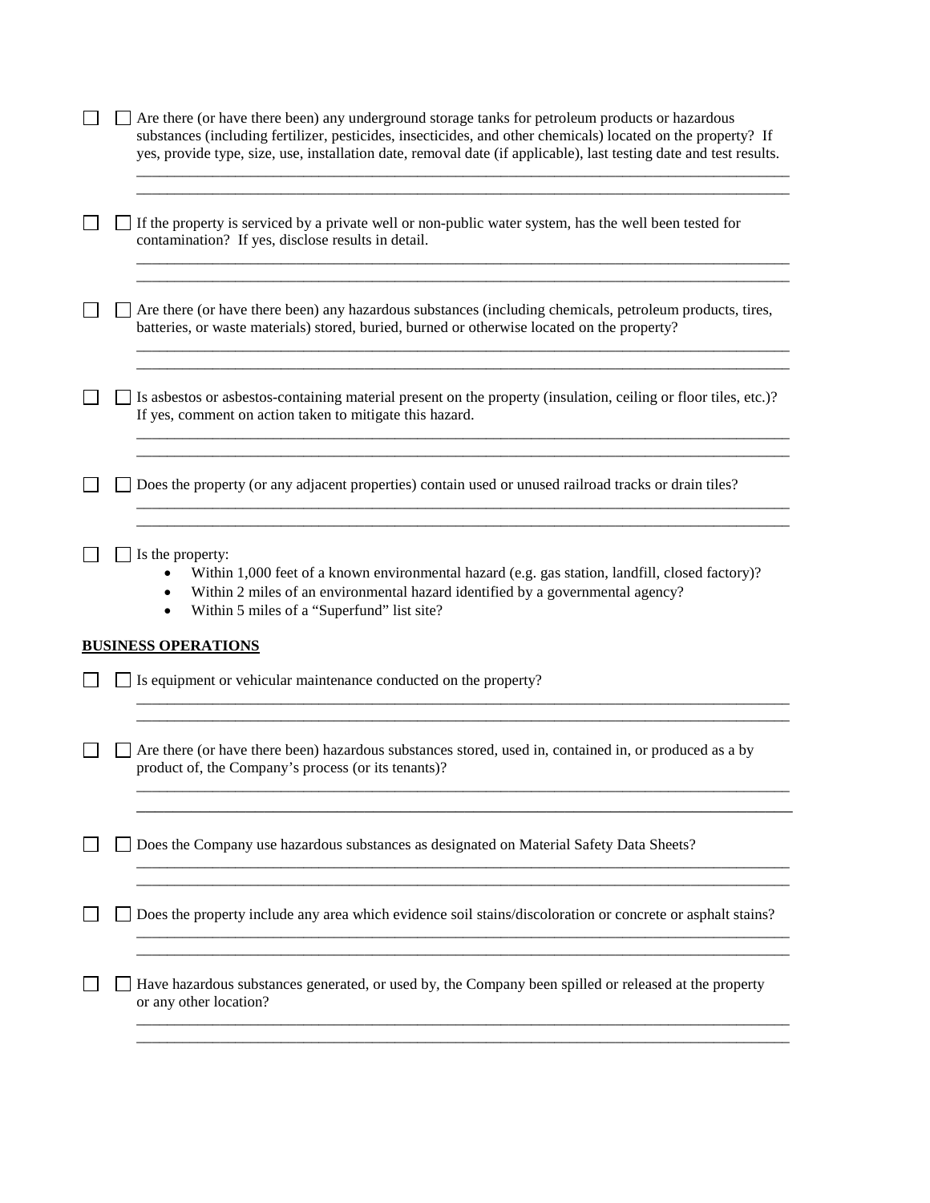☐ ☐ Are there (or have there been) any underground storage tanks for petroleum products or hazardous substances (including fertilizer, pesticides, insecticides, and other chemicals) located on the property? If yes, provide type, size, use, installation date, removal date (if applicable), last testing date and test results.

______________________________________________________________________________________
______________________________________________________________________________________

☐ ☐ If the property is serviced by a private well or non-public water system, has the well been tested for contamination? If yes, disclose results in detail.

______________________________________________________________________________________
______________________________________________________________________________________

☐ ☐ Are there (or have there been) any hazardous substances (including chemicals, petroleum products, tires, batteries, or waste materials) stored, buried, burned or otherwise located on the property?

______________________________________________________________________________________
______________________________________________________________________________________

☐ ☐ Is asbestos or asbestos-containing material present on the property (insulation, ceiling or floor tiles, etc.)? If yes, comment on action taken to mitigate this hazard.

______________________________________________________________________________________
______________________________________________________________________________________

☐ ☐ Does the property (or any adjacent properties) contain used or unused railroad tracks or drain tiles?

______________________________________________________________________________________
______________________________________________________________________________________

☐ ☐ Is the property:

- Within 1,000 feet of a known environmental hazard (e.g. gas station, landfill, closed factory)?
- Within 2 miles of an environmental hazard identified by a governmental agency?
- Within 5 miles of a "Superfund" list site?

**BUSINESS OPERATIONS**

☐ ☐ Is equipment or vehicular maintenance conducted on the property?

______________________________________________________________________________________
______________________________________________________________________________________

☐ ☐ Are there (or have there been) hazardous substances stored, used in, contained in, or produced as a by product of, the Company's process (or its tenants)?

______________________________________________________________________________________
______________________________________________________________________________________

☐ ☐ Does the Company use hazardous substances as designated on Material Safety Data Sheets?

______________________________________________________________________________________
______________________________________________________________________________________

☐ ☐ Does the property include any area which evidence soil stains/discoloration or concrete or asphalt stains?

______________________________________________________________________________________
______________________________________________________________________________________

☐ ☐ Have hazardous substances generated, or used by, the Company been spilled or released at the property or any other location?

______________________________________________________________________________________
______________________________________________________________________________________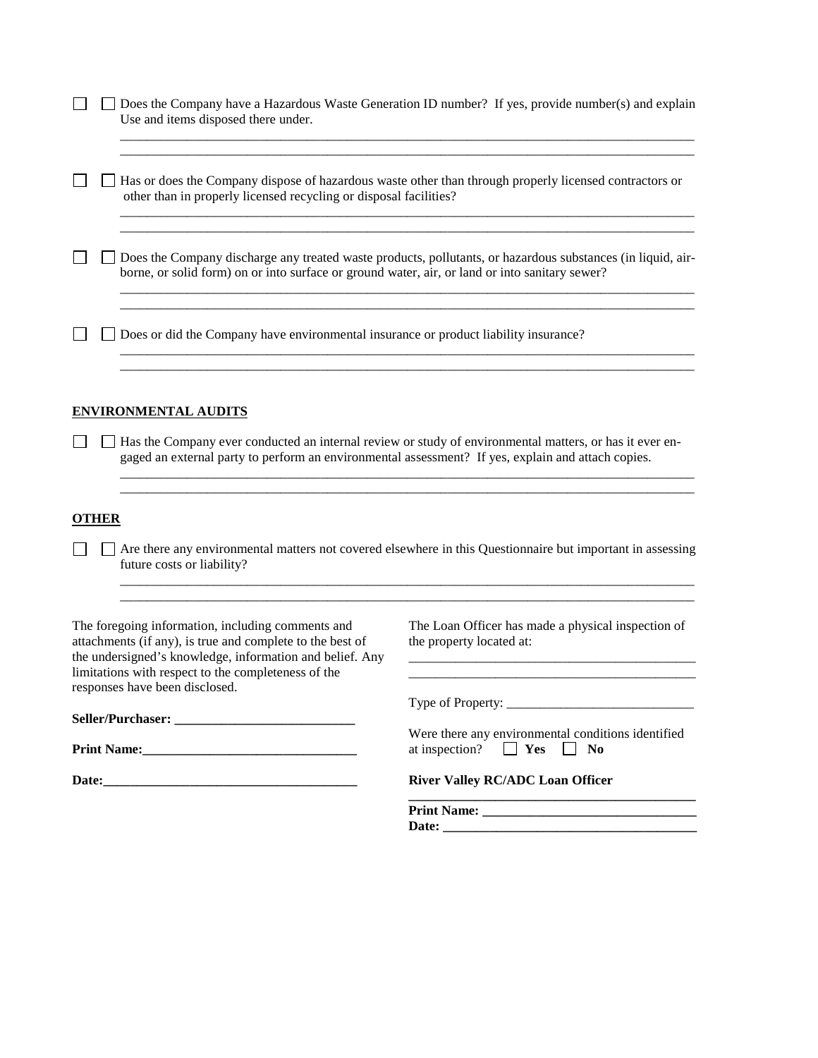☐ ☐ Does the Company have a Hazardous Waste Generation ID number? If yes, provide number(s) and explain Use and items disposed there under.

_______________________________________________________________________________________
_______________________________________________________________________________________

☐ ☐ Has or does the Company dispose of hazardous waste other than through properly licensed contractors or other than in properly licensed recycling or disposal facilities?

_______________________________________________________________________________________
_______________________________________________________________________________________

☐ ☐ Does the Company discharge any treated waste products, pollutants, or hazardous substances (in liquid, air-borne, or solid form) on or into surface or ground water, air, or land or into sanitary sewer?

_______________________________________________________________________________________
_______________________________________________________________________________________

☐ ☐ Does or did the Company have environmental insurance or product liability insurance?

_______________________________________________________________________________________
_______________________________________________________________________________________

**ENVIRONMENTAL AUDITS**

☐ ☐ Has the Company ever conducted an internal review or study of environmental matters, or has it ever engaged an external party to perform an environmental assessment? If yes, explain and attach copies.

_______________________________________________________________________________________
_______________________________________________________________________________________

**OTHER**

☐ ☐ Are there any environmental matters not covered elsewhere in this Questionnaire but important in assessing future costs or liability?

_______________________________________________________________________________________
_______________________________________________________________________________________

The foregoing information, including comments and attachments (if any), is true and complete to the best of the undersigned's knowledge, information and belief. Any limitations with respect to the completeness of the responses have been disclosed.

**Seller/Purchaser:** ___________________________

**Print Name:**________________________________

**Date:**_____________________________________

The Loan Officer has made a physical inspection of the property located at:

____________________________________________
____________________________________________

Type of Property: ___________________________

Were there any environmental conditions identified at inspection? ☐ **Yes** ☐ **No**

**River Valley RC/ADC Loan Officer**

____________________________________________

**Print Name:** ______________________________

**Date:** ___________________________________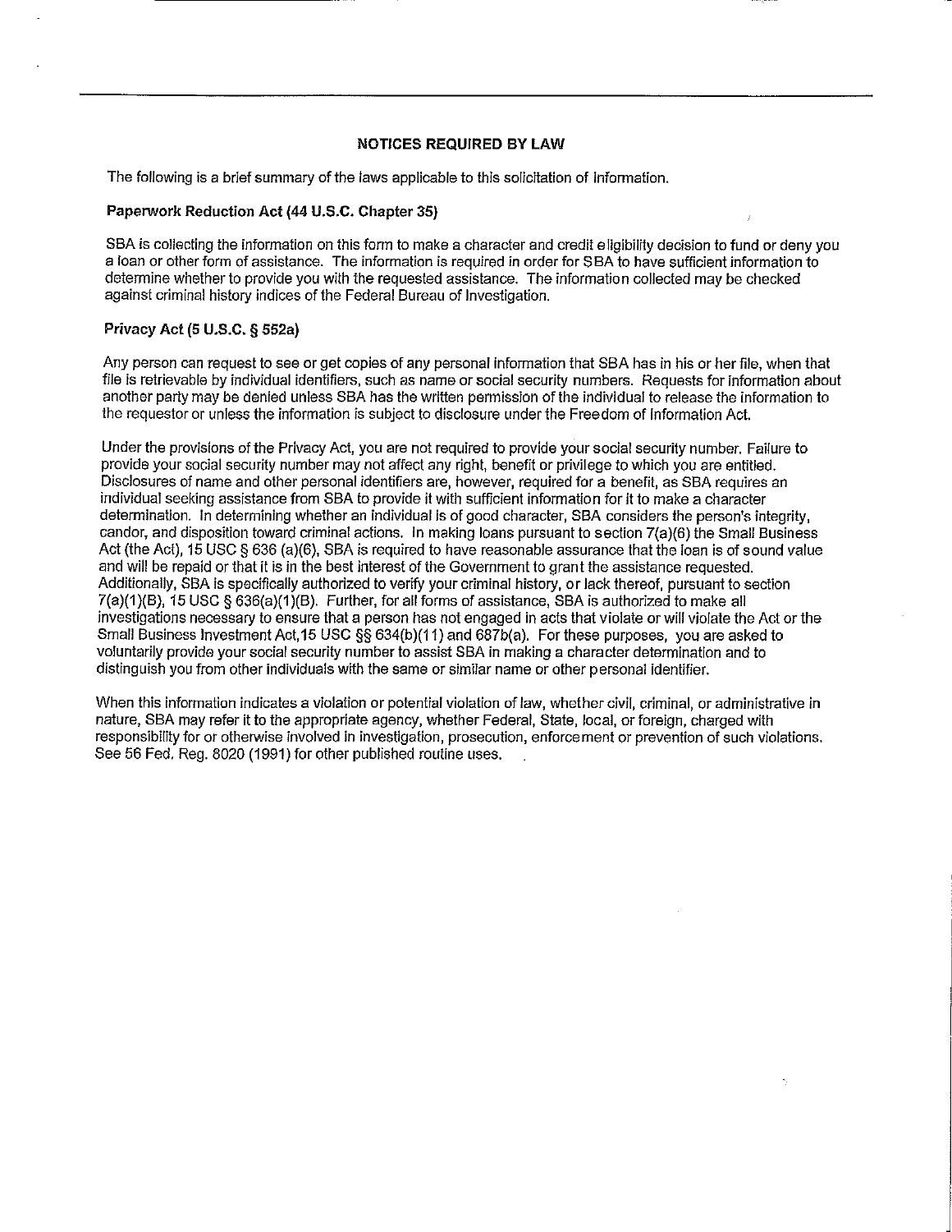## NOTICES REQUIRED BY LAW

The following is a brief summary of the laws applicable to this solicitation of information.

### Paperwork Reduction Act (44 U.S.C. Chapter 35)

SBA is collecting the information on this form to make a character and credit eligibility decision to fund or deny you a loan or other form of assistance. The information is required in order for SBA to have sufficient information to determine whether to provide you with the requested assistance. The information collected may be checked against criminal history indices of the Federal Bureau of Investigation.

### Privacy Act (5 U.S.C. § 552a)

Any person can request to see or get copies of any personal information that SBA has in his or her file, when that file is retrievable by individual identifiers, such as name or social security numbers. Requests for information about another party may be denied unless SBA has the written permission of the individual to release the information to the requestor or unless the information is subject to disclosure under the Freedom of Information Act.

Under the provisions of the Privacy Act, you are not required to provide your social security number. Failure to provide your social security number may not affect any right, benefit or privilege to which you are entitled. Disclosures of name and other personal identifiers are, however, required for a benefit, as SBA requires an individual seeking assistance from SBA to provide it with sufficient information for it to make a character determination. In determining whether an individual is of good character, SBA considers the person's integrity, candor, and disposition toward criminal actions. In making loans pursuant to section 7(a)(6) the Small Business Act (the Act), 15 USC § 636 (a)(6), SBA is required to have reasonable assurance that the loan is of sound value and will be repaid or that it is in the best interest of the Government to grant the assistance requested. Additionally, SBA is specifically authorized to verify your criminal history, or lack thereof, pursuant to section 7(a)(1)(B), 15 USC § 636(a)(1)(B). Further, for all forms of assistance, SBA is authorized to make all investigations necessary to ensure that a person has not engaged in acts that violate or will violate the Act or the Small Business Investment Act,15 USC §§ 634(b)(11) and 687b(a). For these purposes, you are asked to voluntarily provide your social security number to assist SBA in making a character determination and to distinguish you from other individuals with the same or similar name or other personal identifier.

When this information indicates a violation or potential violation of law, whether civil, criminal, or administrative in nature, SBA may refer it to the appropriate agency, whether Federal, State, local, or foreign, charged with responsibility for or otherwise involved in investigation, prosecution, enforcement or prevention of such violations. See 56 Fed. Reg. 8020 (1991) for other published routine uses.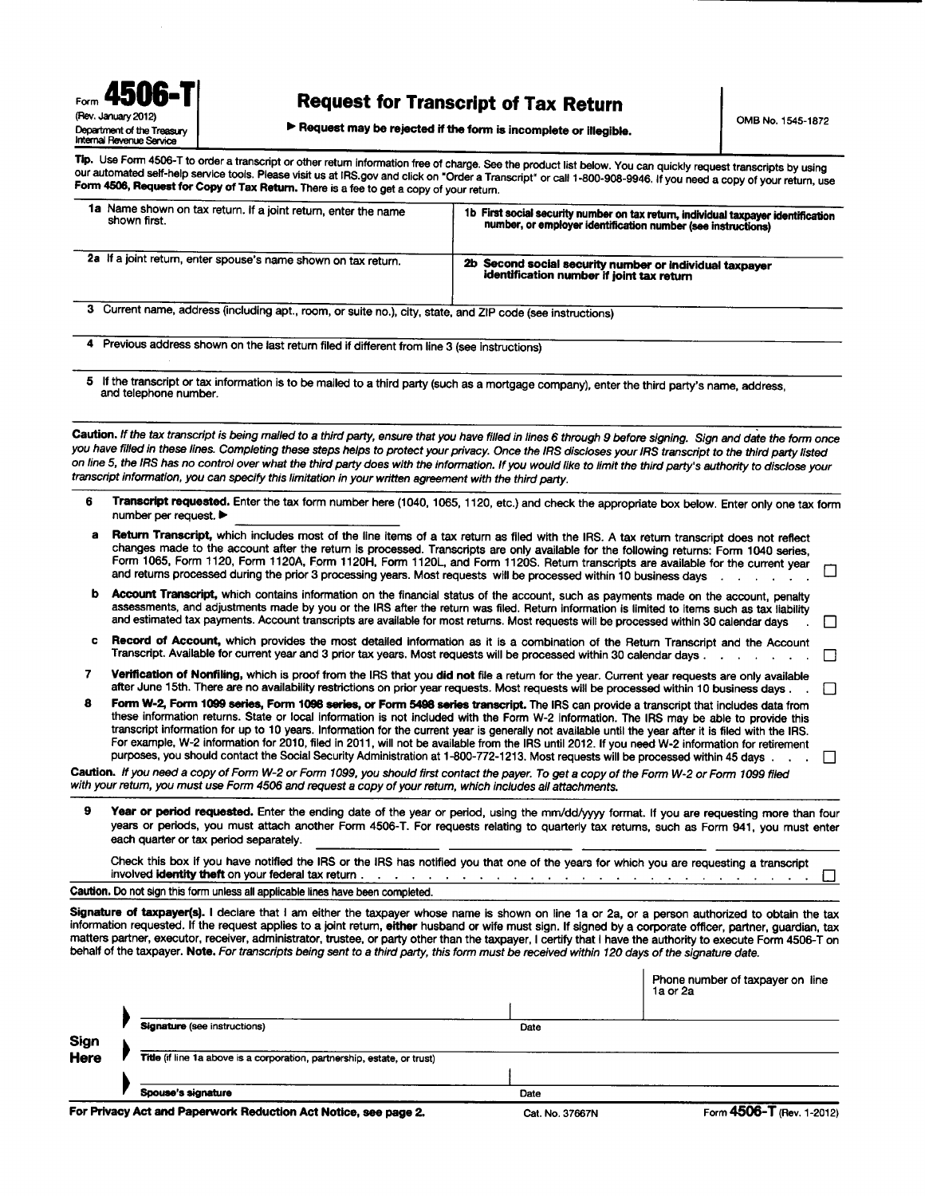Form **4506-T**
(Rev. January 2012)
Department of the Treasury
Internal Revenue Service

# Request for Transcript of Tax Return

▶ **Request may be rejected if the form is incomplete or illegible.**

OMB No. 1545-1872

**Tip.** Use Form 4506-T to order a transcript or other return information free of charge. See the product list below. You can quickly request transcripts by using our automated self-help service tools. Please visit us at IRS.gov and click on "Order a Transcript" or call 1-800-908-9946. If you need a copy of your return, use **Form 4506, Request for Copy of Tax Return.** There is a fee to get a copy of your return.

| | |
|---|---|
| **1a** Name shown on tax return. If a joint return, enter the name shown first. | **1b First social security number on tax return, individual taxpayer identification number, or employer identification number (see instructions)** |
| **2a** If a joint return, enter spouse's name shown on tax return. | **2b Second social security number or individual taxpayer identification number if joint tax return** |

**3** Current name, address (including apt., room, or suite no.), city, state, and ZIP code (see instructions)

**4** Previous address shown on the last return filed if different from line 3 (see instructions)

**5** If the transcript or tax information is to be mailed to a third party (such as a mortgage company), enter the third party's name, address, and telephone number.

**Caution.** *If the tax transcript is being mailed to a third party, ensure that you have filled in lines 6 through 9 before signing. Sign and date the form once you have filled in these lines. Completing these steps helps to protect your privacy. Once the IRS discloses your IRS transcript to the third party listed on line 5, the IRS has no control over what the third party does with the information. If you would like to limit the third party's authority to disclose your transcript information, you can specify this limitation in your written agreement with the third party.*

**6** **Transcript requested.** Enter the tax form number here (1040, 1065, 1120, etc.) and check the appropriate box below. Enter only one tax form number per request. ▶ ____________

**a** **Return Transcript,** which includes most of the line items of a tax return as filed with the IRS. A tax return transcript does not reflect changes made to the account after the return is processed. Transcripts are only available for the following returns: Form 1040 series, Form 1065, Form 1120, Form 1120A, Form 1120H, Form 1120L, and Form 1120S. Return transcripts are available for the current year and returns processed during the prior 3 processing years. Most requests will be processed within 10 business days . . . . . . ☐

**b** **Account Transcript,** which contains information on the financial status of the account, such as payments made on the account, penalty assessments, and adjustments made by you or the IRS after the return was filed. Return information is limited to items such as tax liability and estimated tax payments. Account transcripts are available for most returns. Most requests will be processed within 30 calendar days . ☐

**c** **Record of Account,** which provides the most detailed information as it is a combination of the Return Transcript and the Account Transcript. Available for current year and 3 prior tax years. Most requests will be processed within 30 calendar days . . . . . . . ☐

**7** **Verification of Nonfiling,** which is proof from the IRS that you **did not** file a return for the year. Current year requests are only available after June 15th. There are no availability restrictions on prior year requests. Most requests will be processed within 10 business days . . ☐

**8** **Form W-2, Form 1099 series, Form 1098 series, or Form 5498 series transcript.** The IRS can provide a transcript that includes data from these information returns. State or local information is not included with the Form W-2 information. The IRS may be able to provide this transcript information for up to 10 years. Information for the current year is generally not available until the year after it is filed with the IRS. For example, W-2 information for 2010, filed in 2011, will not be available from the IRS until 2012. If you need W-2 information for retirement purposes, you should contact the Social Security Administration at 1-800-772-1213. Most requests will be processed within 45 days . . . ☐

**Caution.** *If you need a copy of Form W-2 or Form 1099, you should first contact the payer. To get a copy of the Form W-2 or Form 1099 filed with your return, you must use Form 4506 and request a copy of your return, which includes all attachments.*

**9** **Year or period requested.** Enter the ending date of the year or period, using the mm/dd/yyyy format. If you are requesting more than four years or periods, you must attach another Form 4506-T. For requests relating to quarterly tax returns, such as Form 941, you must enter each quarter or tax period separately. ____________ ____________ ____________ ____________

Check this box if you have notified the IRS or the IRS has notified you that one of the years for which you are requesting a transcript involved **identity theft** on your federal tax return . . . . . . . . . . . . . . . . . . . . ☐

**Caution.** Do not sign this form unless all applicable lines have been completed.

**Signature of taxpayer(s).** I declare that I am either the taxpayer whose name is shown on line 1a or 2a, or a person authorized to obtain the tax information requested. If the request applies to a joint return, **either** husband or wife must sign. If signed by a corporate officer, partner, guardian, tax matters partner, executor, receiver, administrator, trustee, or party other than the taxpayer, I certify that I have the authority to execute Form 4506-T on behalf of the taxpayer. **Note.** *For transcripts being sent to a third party, this form must be received within 120 days of the signature date.*

Phone number of taxpayer on line 1a or 2a

**Sign Here**

▶ **Signature** (see instructions) — Date

▶ **Title** (if line 1a above is a corporation, partnership, estate, or trust)

▶ **Spouse's signature** — Date

**For Privacy Act and Paperwork Reduction Act Notice, see page 2.** Cat. No. 37667N Form **4506-T** (Rev. 1-2012)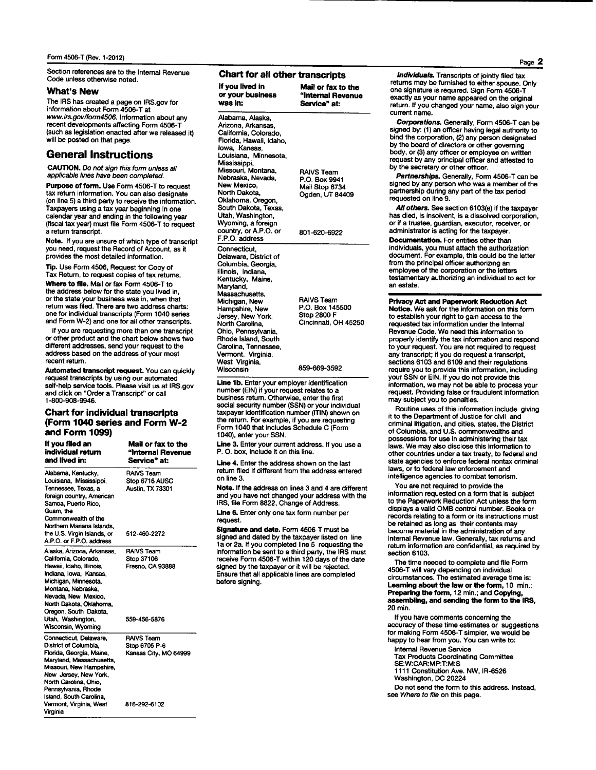Section references are to the Internal Revenue Code unless otherwise noted.

## What's New

The IRS has created a page on IRS.gov for information about Form 4506-T at *www.irs.gov/form4506*. Information about any recent developments affecting Form 4506-T (such as legislation enacted after we released it) will be posted on that page.

## General Instructions

**CAUTION.** *Do not sign this form unless all applicable lines have been completed.*

**Purpose of form.** Use Form 4506-T to request tax return information. You can also designate (on line 5) a third party to receive the information. Taxpayers using a tax year beginning in one calendar year and ending in the following year (fiscal tax year) must file Form 4506-T to request a return transcript.

**Note.** If you are unsure of which type of transcript you need, request the Record of Account, as it provides the most detailed information.

**Tip.** Use Form 4506, Request for Copy of Tax Return, to request copies of tax returns.

**Where to file.** Mail or fax Form 4506-T to the address below for the state you lived in, or the state your business was in, when that return was filed. There are two address charts: one for individual transcripts (Form 1040 series and Form W-2) and one for all other transcripts.

If you are requesting more than one transcript or other product and the chart below shows two different addresses, send your request to the address based on the address of your most recent return.

**Automated transcript request.** You can quickly request transcripts by using our automated self-help service tools. Please visit us at IRS.gov and click on "Order a Transcript" or call 1-800-908-9946.

### Chart for individual transcripts (Form 1040 series and Form W-2 and Form 1099)

| If you filed an individual return and lived in: | Mail or fax to the "Internal Revenue Service" at: |
|---|---|
| Alabama, Kentucky, Louisiana, Mississippi, Tennessee, Texas, a foreign country, American Samoa, Puerto Rico, Guam, the Commonwealth of the Northern Mariana Islands, the U.S. Virgin Islands, or A.P.O. or F.P.O. address | RAIVS Team<br>Stop 6716 AUSC<br>Austin, TX 73301<br><br>512-460-2272 |
| Alaska, Arizona, Arkansas, California, Colorado, Hawaii, Idaho, Illinois, Indiana, Iowa, Kansas, Michigan, Minnesota, Montana, Nebraska, Nevada, New Mexico, North Dakota, Oklahoma, Oregon, South Dakota, Utah, Washington, Wisconsin, Wyoming | RAIVS Team<br>Stop 37106<br>Fresno, CA 93888<br><br>559-456-5876 |
| Connecticut, Delaware, District of Columbia, Florida, Georgia, Maine, Maryland, Massachusetts, Missouri, New Hampshire, New Jersey, New York, North Carolina, Ohio, Pennsylvania, Rhode Island, South Carolina, Vermont, Virginia, West Virginia | RAIVS Team<br>Stop 6705 P-6<br>Kansas City, MO 64999<br><br>816-292-6102 |

### Chart for all other transcripts

| If you lived in or your business was in: | Mail or fax to the "Internal Revenue Service" at: |
|---|---|
| Alabama, Alaska, Arizona, Arkansas, California, Colorado, Florida, Hawaii, Idaho, Iowa, Kansas, Louisiana, Minnesota, Mississippi, Missouri, Montana, Nebraska, Nevada, New Mexico, North Dakota, Oklahoma, Oregon, South Dakota, Texas, Utah, Washington, Wyoming, a foreign country, or A.P.O. or F.P.O. address | RAIVS Team<br>P.O. Box 9941<br>Mail Stop 6734<br>Ogden, UT 84409<br><br>801-620-6922 |
| Connecticut, Delaware, District of Columbia, Georgia, Illinois, Indiana, Kentucky, Maine, Maryland, Massachusetts, Michigan, New Hampshire, New Jersey, New York, North Carolina, Ohio, Pennsylvania, Rhode Island, South Carolina, Tennessee, Vermont, Virginia, West Virginia, Wisconsin | RAIVS Team<br>P.O. Box 145500<br>Stop 2800 F<br>Cincinnati, OH 45250<br><br>859-669-3592 |

**Line 1b.** Enter your employer identification number (EIN) if your request relates to a business return. Otherwise, enter the first social security number (SSN) or your individual taxpayer identification number (ITIN) shown on the return. For example, if you are requesting Form 1040 that includes Schedule C (Form 1040), enter your SSN.

**Line 3.** Enter your current address. If you use a P. O. box, include it on this line.

**Line 4.** Enter the address shown on the last return filed if different from the address entered on line 3.

**Note.** If the address on lines 3 and 4 are different and you have not changed your address with the IRS, file Form 8822, Change of Address.

**Line 6.** Enter only one tax form number per request.

**Signature and date.** Form 4506-T must be signed and dated by the taxpayer listed on line 1a or 2a. If you completed line 5 requesting the information be sent to a third party, the IRS must receive Form 4506-T within 120 days of the date signed by the taxpayer or it will be rejected. Ensure that all applicable lines are completed before signing.

***Individuals.*** Transcripts of jointly filed tax returns may be furnished to either spouse. Only one signature is required. Sign Form 4506-T exactly as your name appeared on the original return. If you changed your name, also sign your current name.

***Corporations.*** Generally, Form 4506-T can be signed by: (1) an officer having legal authority to bind the corporation, (2) any person designated by the board of directors or other governing body, or (3) any officer or employee on written request by any principal officer and attested to by the secretary or other officer.

***Partnerships.*** Generally, Form 4506-T can be signed by any person who was a member of the partnership during any part of the tax period requested on line 9.

***All others.*** See section 6103(e) if the taxpayer has died, is insolvent, is a dissolved corporation, or if a trustee, guardian, executor, receiver, or administrator is acting for the taxpayer.

**Documentation.** For entities other than individuals, you must attach the authorization document. For example, this could be the letter from the principal officer authorizing an employee of the corporation or the letters testamentary authorizing an individual to act for an estate.

**Privacy Act and Paperwork Reduction Act Notice.** We ask for the information on this form to establish your right to gain access to the requested tax information under the Internal Revenue Code. We need this information to properly identify the tax information and respond to your request. You are not required to request any transcript; if you do request a transcript, sections 6103 and 6109 and their regulations require you to provide this information, including your SSN or EIN. If you do not provide this information, we may not be able to process your request. Providing false or fraudulent information may subject you to penalties.

Routine uses of this information include giving it to the Department of Justice for civil and criminal litigation, and cities, states, the District of Columbia, and U.S. commonwealths and possessions for use in administering their tax laws. We may also disclose this information to other countries under a tax treaty, to federal and state agencies to enforce federal nontax criminal laws, or to federal law enforcement and intelligence agencies to combat terrorism.

You are not required to provide the information requested on a form that is subject to the Paperwork Reduction Act unless the form displays a valid OMB control number. Books or records relating to a form or its instructions must be retained as long as their contents may become material in the administration of any Internal Revenue law. Generally, tax returns and return information are confidential, as required by section 6103.

The time needed to complete and file Form 4506-T will vary depending on individual circumstances. The estimated average time is: **Learning about the law or the form,** 10 min.; **Preparing the form,** 12 min.; and **Copying, assembling, and sending the form to the IRS,** 20 min.

If you have comments concerning the accuracy of these time estimates or suggestions for making Form 4506-T simpler, we would be happy to hear from you. You can write to:

Internal Revenue Service
Tax Products Coordinating Committee
SE:W:CAR:MP:T:M:S
1111 Constitution Ave. NW, IR-6526
Washington, DC 20224

Do not send the form to this address. Instead, see *Where to file* on this page.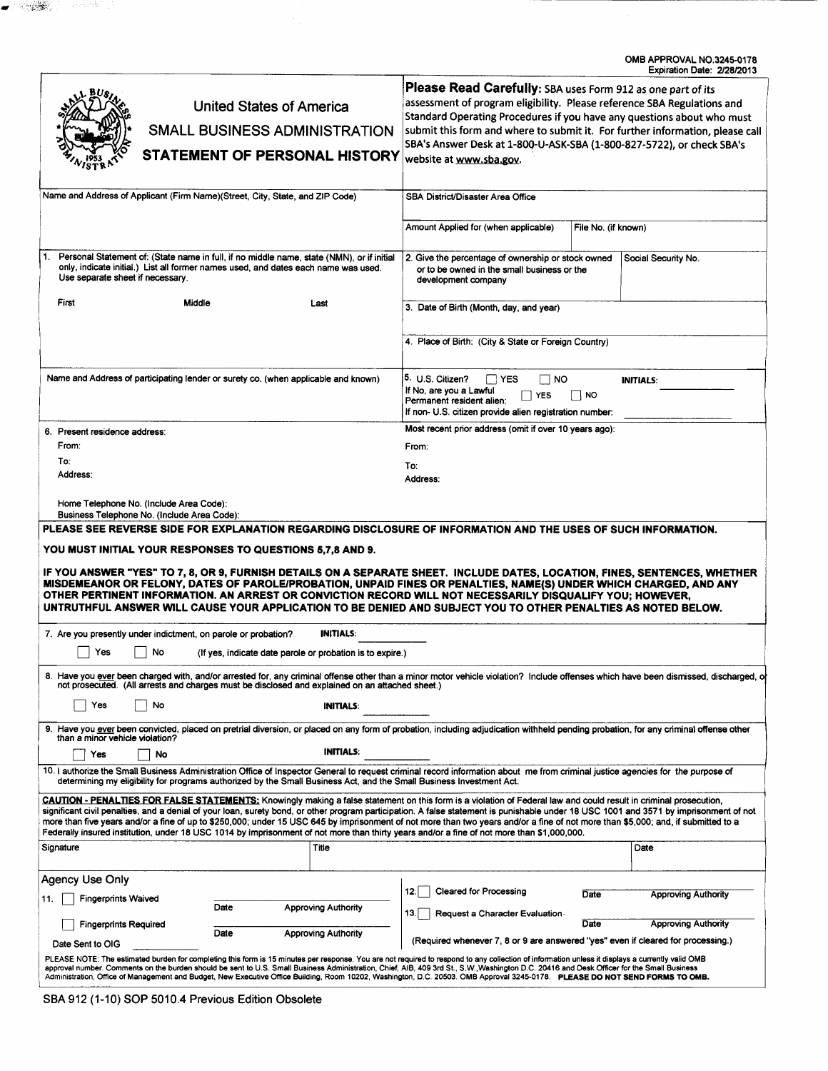OMB APPROVAL NO.3245-0178
Expiration Date: 2/28/2013

# United States of America
## SMALL BUSINESS ADMINISTRATION
## STATEMENT OF PERSONAL HISTORY

**Please Read Carefully:** SBA uses Form 912 as one part of its assessment of program eligibility. Please reference SBA Regulations and Standard Operating Procedures if you have any questions about who must submit this form and where to submit it. For further information, please call SBA's Answer Desk at 1-800-U-ASK-SBA (1-800-827-5722), or check SBA's website at www.sba.gov.

| Name and Address of Applicant (Firm Name)(Street, City, State, and ZIP Code) | SBA District/Disaster Area Office | |
|---|---|---|
| | Amount Applied for (when applicable) | File No. (if known) |

1. Personal Statement of: (State name in full, if no middle name, state (NMN), or if initial only, indicate initial.) List all former names used, and dates each name was used. Use separate sheet if necessary.

First Middle Last

2. Give the percentage of ownership or stock owned or to be owned in the small business or the development company

Social Security No.

3. Date of Birth (Month, day, and year)

4. Place of Birth: (City & State or Foreign Country)

Name and Address of participating lender or surety co. (when applicable and known)

5. U.S. Citizen? ☐ YES ☐ NO INITIALS: ________
If No, are you a Lawful Permanent resident alien: ☐ YES ☐ NO
If non- U.S. citizen provide alien registration number: ________

6. Present residence address:
From:
To:
Address:

Home Telephone No. (Include Area Code):
Business Telephone No. (Include Area Code):

Most recent prior address (omit if over 10 years ago):
From:
To:
Address:

**PLEASE SEE REVERSE SIDE FOR EXPLANATION REGARDING DISCLOSURE OF INFORMATION AND THE USES OF SUCH INFORMATION.**

**YOU MUST INITIAL YOUR RESPONSES TO QUESTIONS 5,7,8 AND 9.**

**IF YOU ANSWER "YES" TO 7, 8, OR 9, FURNISH DETAILS ON A SEPARATE SHEET. INCLUDE DATES, LOCATION, FINES, SENTENCES, WHETHER MISDEMEANOR OR FELONY, DATES OF PAROLE/PROBATION, UNPAID FINES OR PENALTIES, NAME(S) UNDER WHICH CHARGED, AND ANY OTHER PERTINENT INFORMATION. AN ARREST OR CONVICTION RECORD WILL NOT NECESSARILY DISQUALIFY YOU; HOWEVER, UNTRUTHFUL ANSWER WILL CAUSE YOUR APPLICATION TO BE DENIED AND SUBJECT YOU TO OTHER PENALTIES AS NOTED BELOW.**

7. Are you presently under indictment, on parole or probation? INITIALS: ________

☐ Yes ☐ No (If yes, indicate date parole or probation is to expire.)

8. Have you *ever* been charged with, and/or arrested for, any criminal offense other than a minor motor vehicle violation? Include offenses which have been dismissed, discharged, or not prosecuted. (All arrests and charges must be disclosed and explained on an attached sheet.)

☐ Yes ☐ No INITIALS: ________

9. Have you *ever* been convicted, placed on pretrial diversion, or placed on any form of probation, including adjudication withheld pending probation, for any criminal offense other than a minor vehicle violation?

☐ Yes ☐ No INITIALS: ________

10. I authorize the Small Business Administration Office of Inspector General to request criminal record information about me from criminal justice agencies for the purpose of determining my eligibility for programs authorized by the Small Business Act, and the Small Business Investment Act.

**CAUTION - PENALTIES FOR FALSE STATEMENTS:** Knowingly making a false statement on this form is a violation of Federal law and could result in criminal prosecution, significant civil penalties, and a denial of your loan, surety bond, or other program participation. A false statement is punishable under 18 USC 1001 and 3571 by imprisonment of not more than five years and/or a fine of up to $250,000; under 15 USC 645 by imprisonment of not more than two years and/or a fine of not more than $5,000; and, if submitted to a Federally insured institution, under 18 USC 1014 by imprisonment of not more than thirty years and/or a fine of not more than $1,000,000.

| Signature | Title | Date |
|---|---|---|
| | | |

### Agency Use Only

11. ☐ Fingerprints Waived ________ Date ________ Approving Authority

☐ Fingerprints Required ________ Date ________ Approving Authority

Date Sent to OIG ________

12. ☐ Cleared for Processing ________ Date ________ Approving Authority

13. ☐ Request a Character Evaluation ________ Date ________ Approving Authority

(Required whenever 7, 8 or 9 are answered "yes" even if cleared for processing.)

PLEASE NOTE: The estimated burden for completing this form is 15 minutes per response. You are not required to respond to any collection of information unless it displays a currently valid OMB approval number. Comments on the burden should be sent to U.S. Small Business Administration, Chief, AIB, 409 3rd St., S.W.,Washington D.C. 20416 and Desk Officer for the Small Business Administration, Office of Management and Budget, New Executive Office Building, Room 10202, Washington, D.C. 20503. OMB Approval 3245-0178. **PLEASE DO NOT SEND FORMS TO OMB.**

SBA 912 (1-10) SOP 5010.4 Previous Edition Obsolete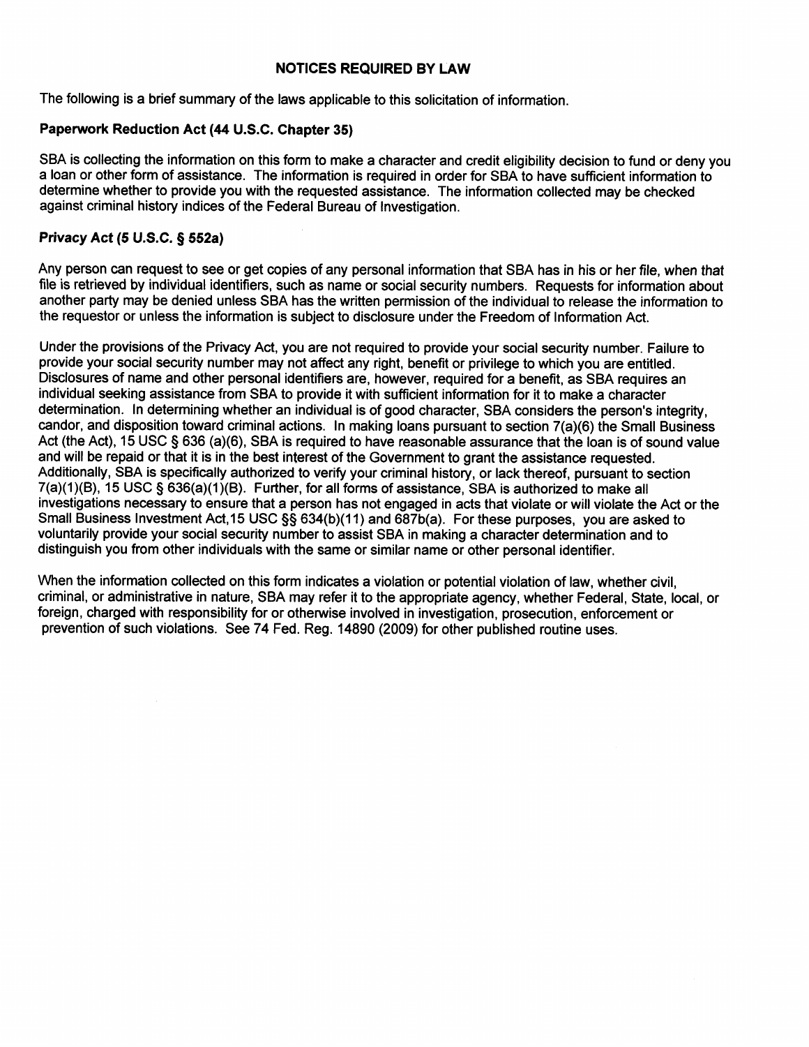## NOTICES REQUIRED BY LAW

The following is a brief summary of the laws applicable to this solicitation of information.

### Paperwork Reduction Act (44 U.S.C. Chapter 35)

SBA is collecting the information on this form to make a character and credit eligibility decision to fund or deny you a loan or other form of assistance. The information is required in order for SBA to have sufficient information to determine whether to provide you with the requested assistance. The information collected may be checked against criminal history indices of the Federal Bureau of Investigation.

### Privacy Act (5 U.S.C. § 552a)

Any person can request to see or get copies of any personal information that SBA has in his or her file, when that file is retrieved by individual identifiers, such as name or social security numbers. Requests for information about another party may be denied unless SBA has the written permission of the individual to release the information to the requestor or unless the information is subject to disclosure under the Freedom of Information Act.

Under the provisions of the Privacy Act, you are not required to provide your social security number. Failure to provide your social security number may not affect any right, benefit or privilege to which you are entitled. Disclosures of name and other personal identifiers are, however, required for a benefit, as SBA requires an individual seeking assistance from SBA to provide it with sufficient information for it to make a character determination. In determining whether an individual is of good character, SBA considers the person's integrity, candor, and disposition toward criminal actions. In making loans pursuant to section 7(a)(6) the Small Business Act (the Act), 15 USC § 636 (a)(6), SBA is required to have reasonable assurance that the loan is of sound value and will be repaid or that it is in the best interest of the Government to grant the assistance requested. Additionally, SBA is specifically authorized to verify your criminal history, or lack thereof, pursuant to section 7(a)(1)(B), 15 USC § 636(a)(1)(B). Further, for all forms of assistance, SBA is authorized to make all investigations necessary to ensure that a person has not engaged in acts that violate or will violate the Act or the Small Business Investment Act,15 USC §§ 634(b)(11) and 687b(a). For these purposes, you are asked to voluntarily provide your social security number to assist SBA in making a character determination and to distinguish you from other individuals with the same or similar name or other personal identifier.

When the information collected on this form indicates a violation or potential violation of law, whether civil, criminal, or administrative in nature, SBA may refer it to the appropriate agency, whether Federal, State, local, or foreign, charged with responsibility for or otherwise involved in investigation, prosecution, enforcement or prevention of such violations. See 74 Fed. Reg. 14890 (2009) for other published routine uses.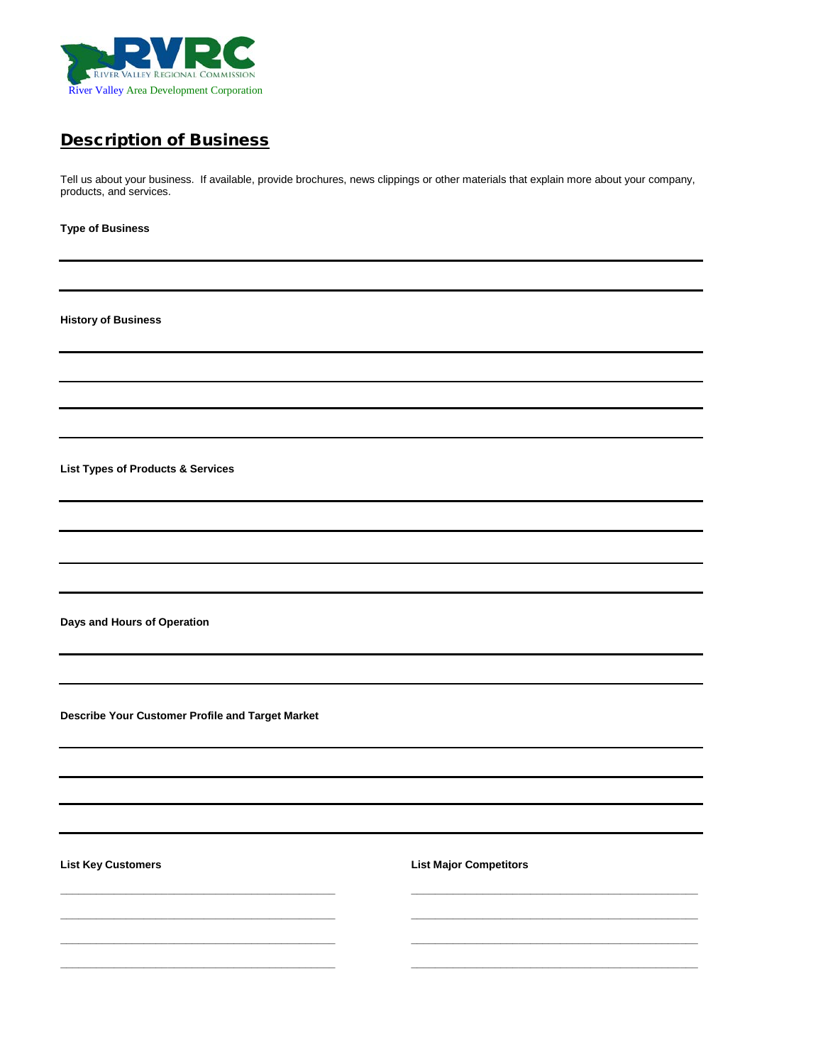RIVER VALLEY REGIONAL COMMISSION

River Valley Area Development Corporation

## Description of Business

Tell us about your business. If available, provide brochures, news clippings or other materials that explain more about your company, products, and services.

**Type of Business**

**History of Business**

**List Types of Products & Services**

**Days and Hours of Operation**

**Describe Your Customer Profile and Target Market**

**List Key Customers**

**List Major Competitors**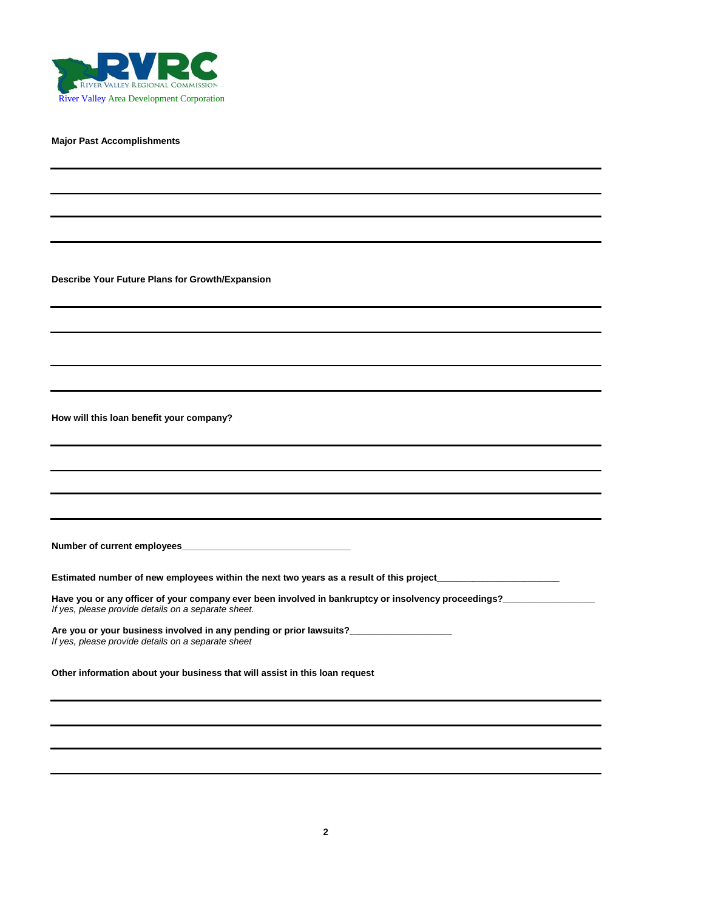RIVER VALLEY REGIONAL COMMISSION

River Valley Area Development Corporation

**Major Past Accomplishments**

**Describe Your Future Plans for Growth/Expansion**

**How will this loan benefit your company?**

**Number of current employees**________________________________

**Estimated number of new employees within the next two years as a result of this project**_______________________

**Have you or any officer of your company ever been involved in bankruptcy or insolvency proceedings?**_________________

*If yes, please provide details on a separate sheet.*

**Are you or your business involved in any pending or prior lawsuits?**___________________

*If yes, please provide details on a separate sheet*

**Other information about your business that will assist in this loan request**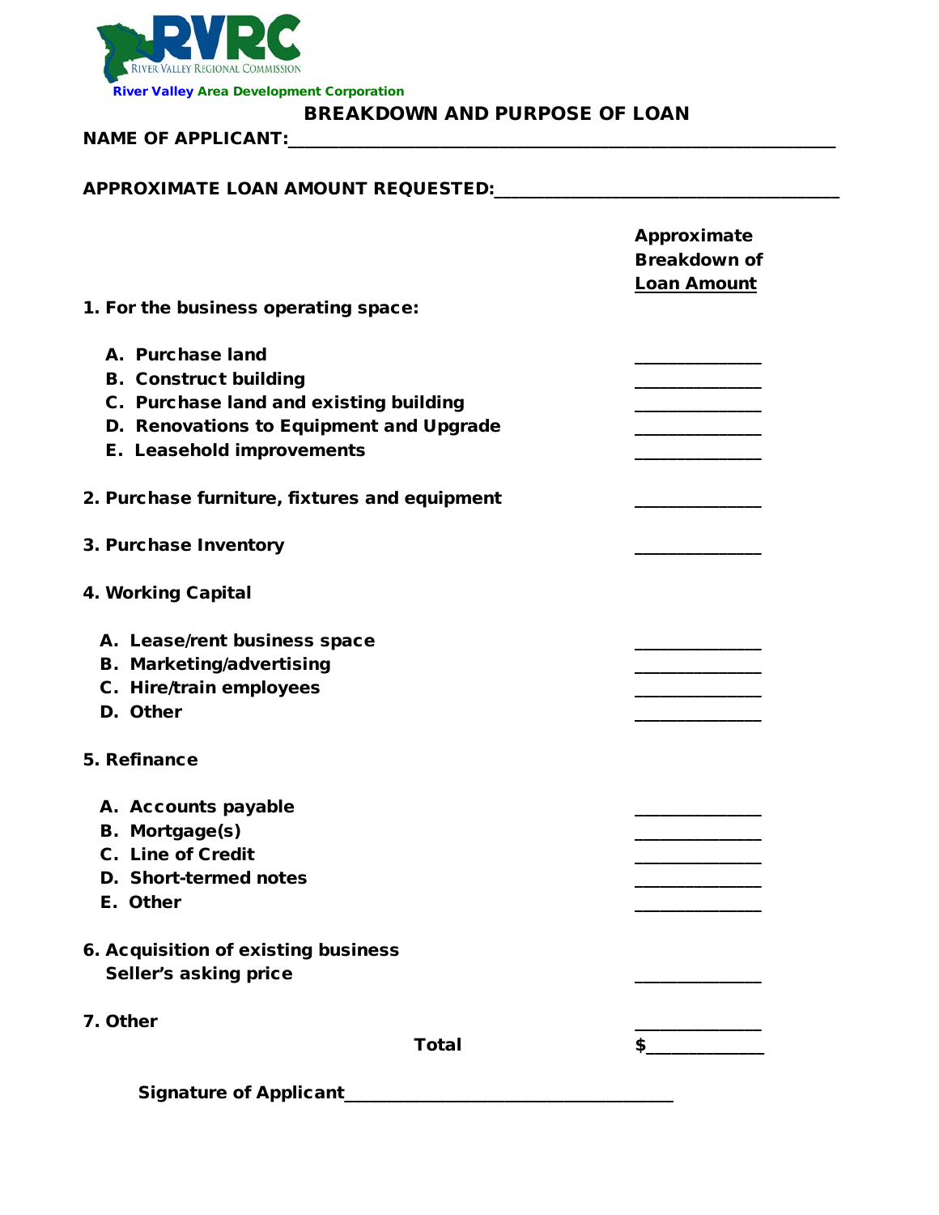RVRC

River Valley Regional Commission

River Valley Area Development Corporation

# BREAKDOWN AND PURPOSE OF LOAN

**NAME OF APPLICANT:**_______________________________________________

**APPROXIMATE LOAN AMOUNT REQUESTED:**_______________________________

| | **Approximate Breakdown of Loan Amount** |
|---|---|
| **1. For the business operating space:** | |
| **A. Purchase land** | ___________ |
| **B. Construct building** | ___________ |
| **C. Purchase land and existing building** | ___________ |
| **D. Renovations to Equipment and Upgrade** | ___________ |
| **E. Leasehold improvements** | ___________ |
| **2. Purchase furniture, fixtures and equipment** | ___________ |
| **3. Purchase Inventory** | ___________ |
| **4. Working Capital** | |
| **A. Lease/rent business space** | ___________ |
| **B. Marketing/advertising** | ___________ |
| **C. Hire/train employees** | ___________ |
| **D. Other** | ___________ |
| **5. Refinance** | |
| **A. Accounts payable** | ___________ |
| **B. Mortgage(s)** | ___________ |
| **C. Line of Credit** | ___________ |
| **D. Short-termed notes** | ___________ |
| **E. Other** | ___________ |
| **6. Acquisition of existing business Seller's asking price** | ___________ |
| **7. Other** | ___________ |
| **Total** | **$**___________ |

**Signature of Applicant**___________________________________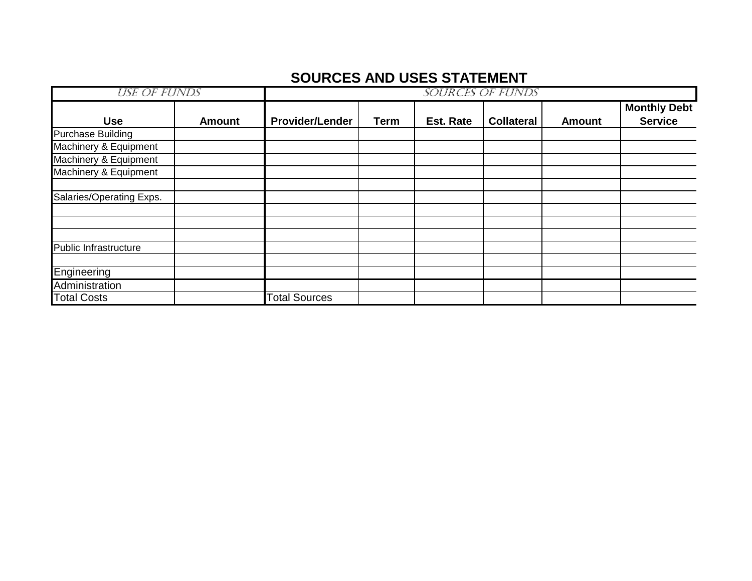# SOURCES AND USES STATEMENT

| *USE OF FUNDS* | | *SOURCES OF FUNDS* | | | | | |
|---|---|---|---|---|---|---|---|
| **Use** | **Amount** | **Provider/Lender** | **Term** | **Est. Rate** | **Collateral** | **Amount** | **Monthly Debt Service** |
| Purchase Building | | | | | | | |
| Machinery & Equipment | | | | | | | |
| Machinery & Equipment | | | | | | | |
| Machinery & Equipment | | | | | | | |
| | | | | | | | |
| Salaries/Operating Exps. | | | | | | | |
| | | | | | | | |
| | | | | | | | |
| | | | | | | | |
| Public Infrastructure | | | | | | | |
| | | | | | | | |
| Engineering | | | | | | | |
| Administration | | | | | | | |
| Total Costs | | Total Sources | | | | | |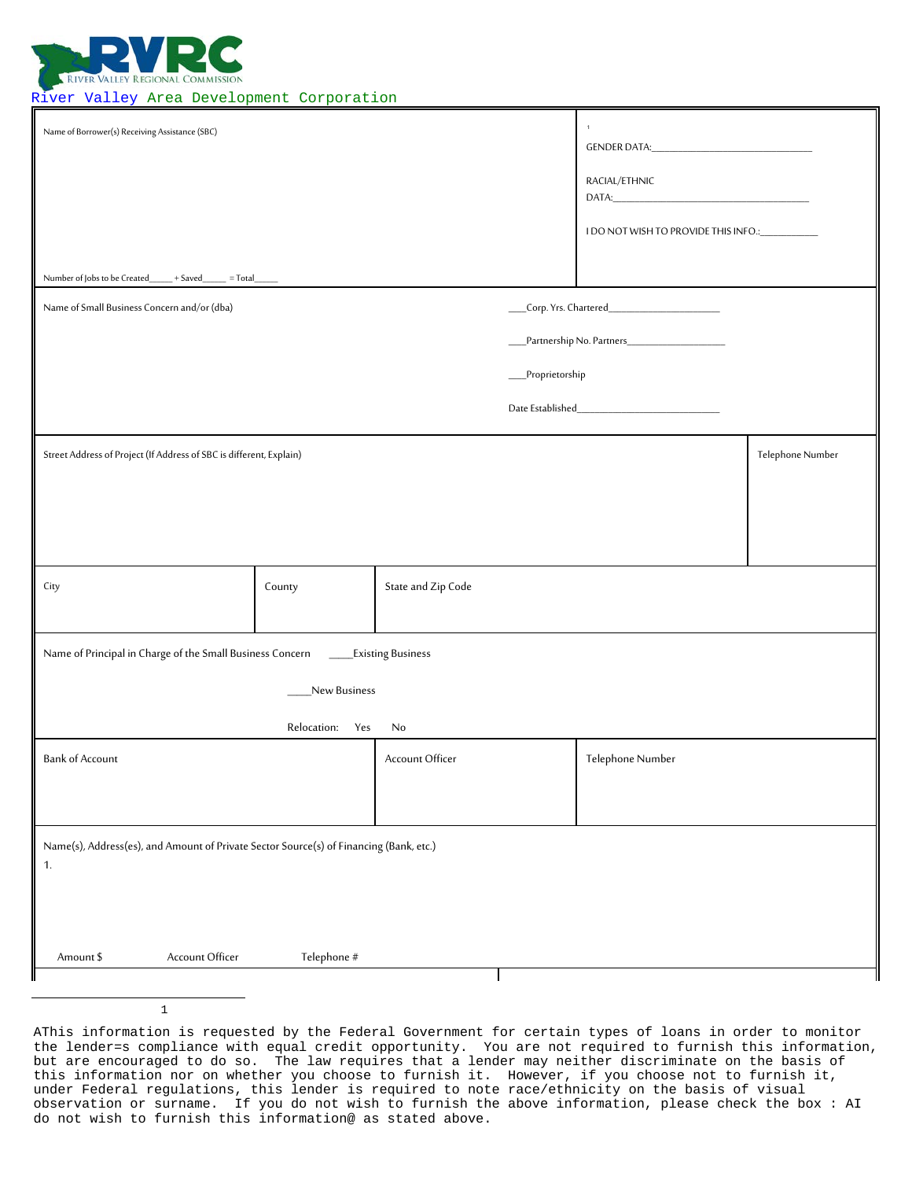RVRC
RIVER VALLEY REGIONAL COMMISSION

River Valley Area Development Corporation

| Name of Borrower(s) Receiving Assistance (SBC)<br><br>Number of Jobs to be Created_____ + Saved_____ = Total_____ | [1]<br>GENDER DATA:______________________________<br><br>RACIAL/ETHNIC DATA:______________________________<br><br>I DO NOT WISH TO PROVIDE THIS INFO.:___________ |
|---|---|
| Name of Small Business Concern and/or (dba) | ___Corp. Yrs. Chartered____________________<br>___Partnership No. Partners__________________<br>___Proprietorship<br>Date Established__________________________ |

| Street Address of Project (If Address of SBC is different, Explain) | Telephone Number |
|---|---|

| City | County | State and Zip Code |
|---|---|---|

Name of Principal in Charge of the Small Business Concern ____Existing Business

____New Business

Relocation: Yes No

| Bank of Account | Account Officer | Telephone Number |
|---|---|---|

Name(s), Address(es), and Amount of Private Sector Source(s) of Financing (Bank, etc.)

1.

Amount $ Account Officer Telephone #

---

[1] AThis information is requested by the Federal Government for certain types of loans in order to monitor the lender=s compliance with equal credit opportunity. You are not required to furnish this information, but are encouraged to do so. The law requires that a lender may neither discriminate on the basis of this information nor on whether you choose to furnish it. However, if you choose not to furnish it, under Federal regulations, this lender is required to note race/ethnicity on the basis of visual observation or surname. If you do not wish to furnish the above information, please check the box : AI do not wish to furnish this information@ as stated above.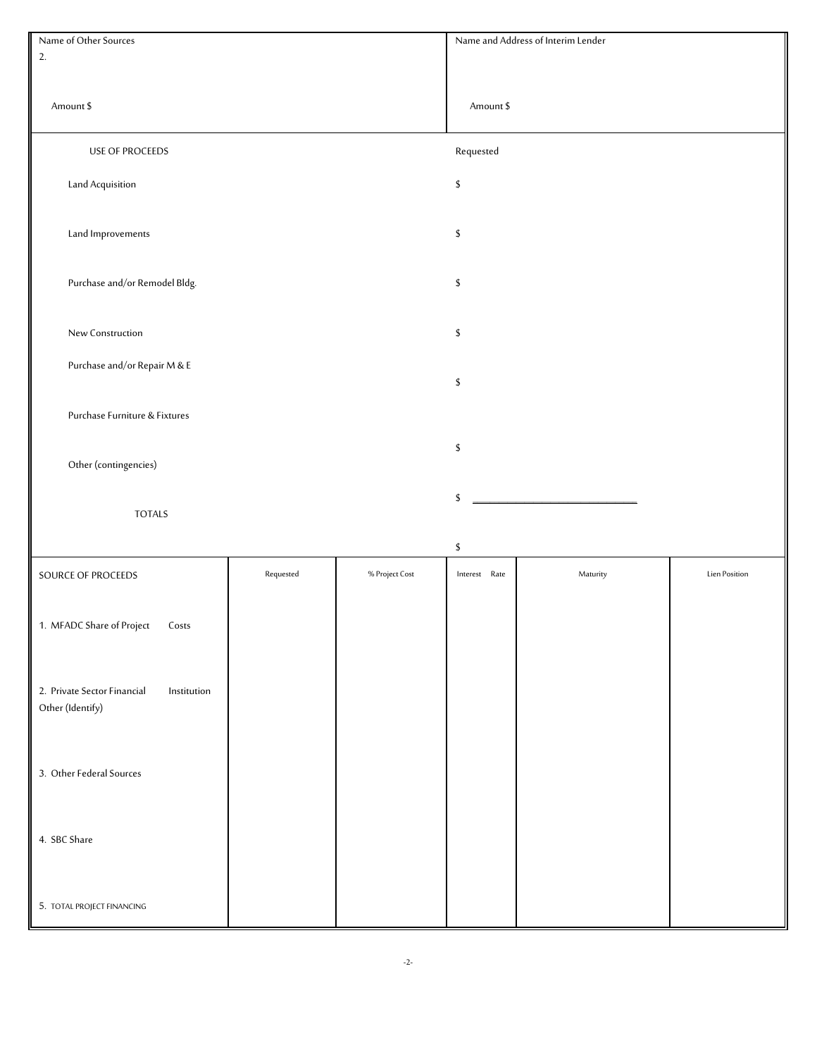| Name of Other Sources | Name and Address of Interim Lender |
| --- | --- |
| 2.<br><br>Amount $ | Amount $ |

| USE OF PROCEEDS | Requested |
| --- | --- |
| Land Acquisition | $ |
| Land Improvements | $ |
| Purchase and/or Remodel Bldg. | $ |
| New Construction | $ |
| Purchase and/or Repair M & E | $ |
| Purchase Furniture & Fixtures | $ |
| Other (contingencies) | $ ______________________ |
| TOTALS | $ |

| SOURCE OF PROCEEDS | Requested | % Project Cost | Interest Rate | Maturity | Lien Position |
| --- | --- | --- | --- | --- | --- |
| 1. MFADC Share of Project Costs | | | | | |
| 2. Private Sector Financial Institution Other (Identify) | | | | | |
| 3. Other Federal Sources | | | | | |
| 4. SBC Share | | | | | |
| 5. TOTAL PROJECT FINANCING | | | | | |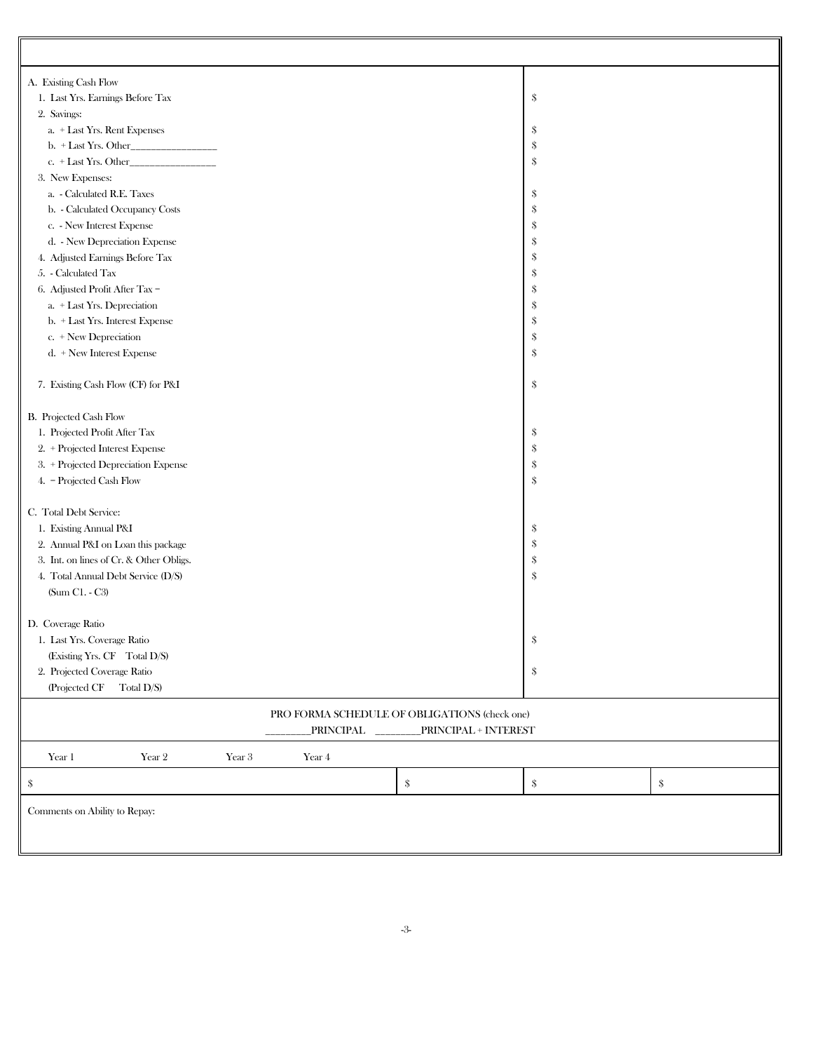| | |
|---|---|
| A. Existing Cash Flow | |
| 1. Last Yrs. Earnings Before Tax | $ |
| 2. Savings: | |
| a. + Last Yrs. Rent Expenses | $ |
| b. + Last Yrs. Other________________ | $ |
| c. + Last Yrs. Other________________ | $ |
| 3. New Expenses: | |
| a. - Calculated R.E. Taxes | $ |
| b. - Calculated Occupancy Costs | $ |
| c. - New Interest Expense | $ |
| d. - New Depreciation Expense | $ |
| 4. Adjusted Earnings Before Tax | $ |
| 5. - Calculated Tax | $ |
| 6. Adjusted Profit After Tax = | $ |
| a. + Last Yrs. Depreciation | $ |
| b. + Last Yrs. Interest Expense | $ |
| c. + New Depreciation | $ |
| d. + New Interest Expense | $ |
| 7. Existing Cash Flow (CF) for P&I | $ |
| B. Projected Cash Flow | |
| 1. Projected Profit After Tax | $ |
| 2. + Projected Interest Expense | $ |
| 3. + Projected Depreciation Expense | $ |
| 4. = Projected Cash Flow | $ |
| C. Total Debt Service: | |
| 1. Existing Annual P&I | $ |
| 2. Annual P&I on Loan this package | $ |
| 3. Int. on lines of Cr. & Other Obligs. | $ |
| 4. Total Annual Debt Service (D/S) (Sum C1. - C3) | $ |
| D. Coverage Ratio | |
| 1. Last Yrs. Coverage Ratio (Existing Yrs. CF Total D/S) | $ |
| 2. Projected Coverage Ratio (Projected CF Total D/S) | $ |

PRO FORMA SCHEDULE OF OBLIGATIONS (check one)

________PRINCIPAL ________PRINCIPAL + INTEREST

| Year 1 | Year 2 | Year 3 | Year 4 |
|---|---|---|---|
| $ | $ | $ | $ |

Comments on Ability to Repay: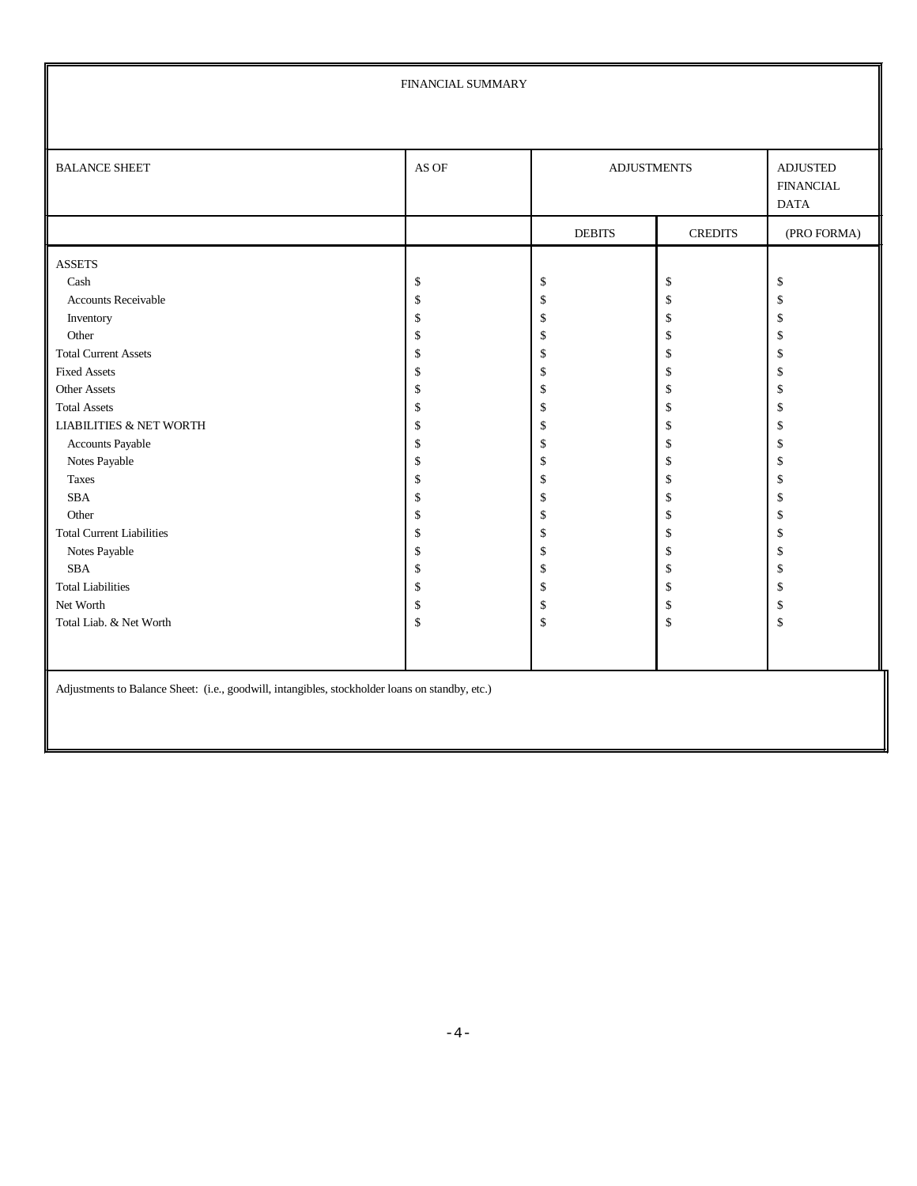FINANCIAL SUMMARY

| BALANCE SHEET | AS OF | ADJUSTMENTS | | ADJUSTED FINANCIAL DATA |
|---|---|---|---|---|
| | | DEBITS | CREDITS | (PRO FORMA) |
| ASSETS | | | | |
| Cash | $ | $ | $ | $ |
| Accounts Receivable | $ | $ | $ | $ |
| Inventory | $ | $ | $ | $ |
| Other | $ | $ | $ | $ |
| Total Current Assets | $ | $ | $ | $ |
| Fixed Assets | $ | $ | $ | $ |
| Other Assets | $ | $ | $ | $ |
| Total Assets | $ | $ | $ | $ |
| LIABILITIES & NET WORTH | $ | $ | $ | $ |
| Accounts Payable | $ | $ | $ | $ |
| Notes Payable | $ | $ | $ | $ |
| Taxes | $ | $ | $ | $ |
| SBA | $ | $ | $ | $ |
| Other | $ | $ | $ | $ |
| Total Current Liabilities | $ | $ | $ | $ |
| Notes Payable | $ | $ | $ | $ |
| SBA | $ | $ | $ | $ |
| Total Liabilities | $ | $ | $ | $ |
| Net Worth | $ | $ | $ | $ |
| Total Liab. & Net Worth | $ | $ | $ | $ |

Adjustments to Balance Sheet: (i.e., goodwill, intangibles, stockholder loans on standby, etc.)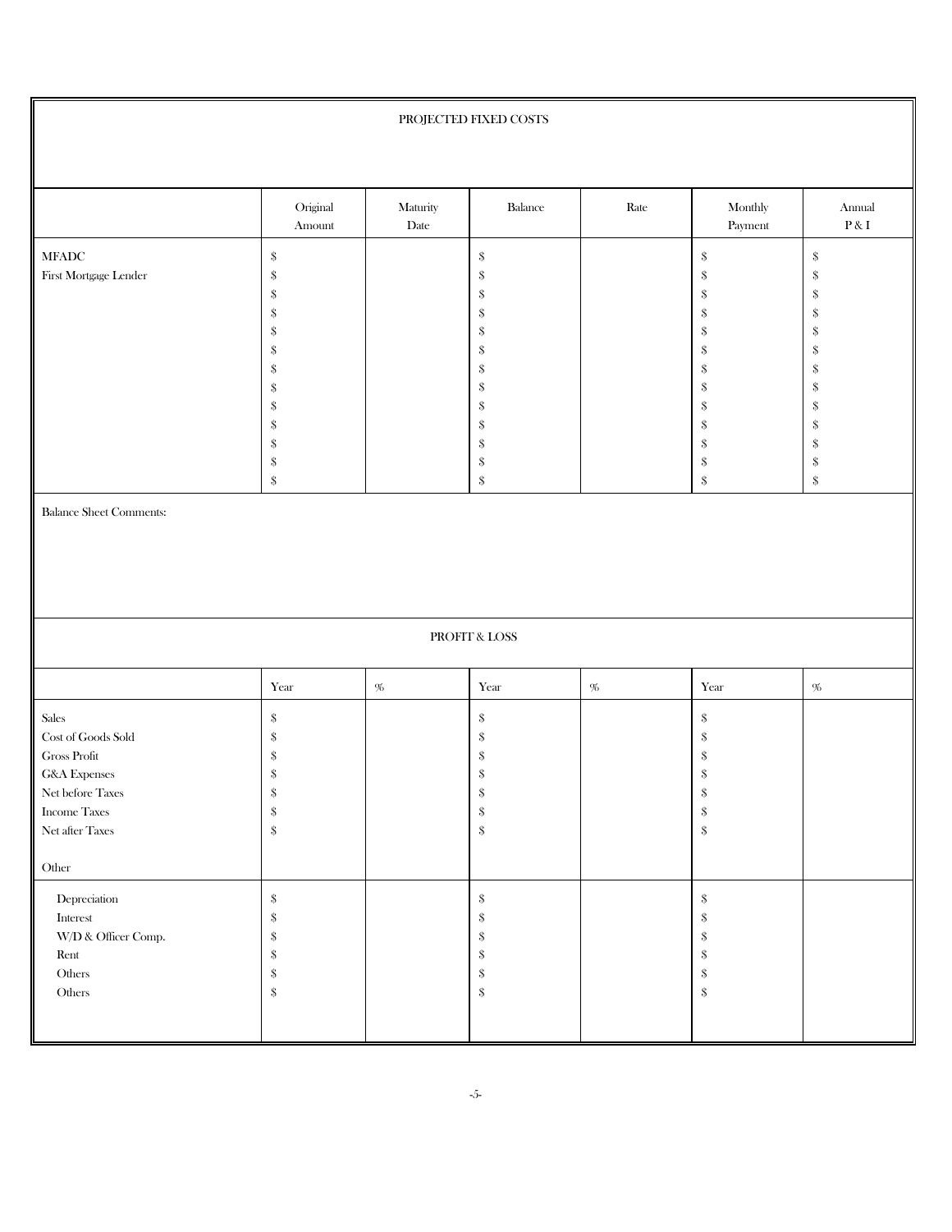## PROJECTED FIXED COSTS

| | Original Amount | Maturity Date | Balance | Rate | Monthly Payment | Annual P & I |
|---|---|---|---|---|---|---|
| MFADC | $ | | $ | | $ | $ |
| First Mortgage Lender | $ | | $ | | $ | $ |
| | $ | | $ | | $ | $ |
| | $ | | $ | | $ | $ |
| | $ | | $ | | $ | $ |
| | $ | | $ | | $ | $ |
| | $ | | $ | | $ | $ |
| | $ | | $ | | $ | $ |
| | $ | | $ | | $ | $ |
| | $ | | $ | | $ | $ |
| | $ | | $ | | $ | $ |
| | $ | | $ | | $ | $ |
| | $ | | $ | | $ | $ |

Balance Sheet Comments:

## PROFIT & LOSS

| | Year | % | Year | % | Year | % |
|---|---|---|---|---|---|---|
| Sales | $ | | $ | | $ | |
| Cost of Goods Sold | $ | | $ | | $ | |
| Gross Profit | $ | | $ | | $ | |
| G&A Expenses | $ | | $ | | $ | |
| Net before Taxes | $ | | $ | | $ | |
| Income Taxes | $ | | $ | | $ | |
| Net after Taxes | $ | | $ | | $ | |
| Other | | | | | | |
| Depreciation | $ | | $ | | $ | |
| Interest | $ | | $ | | $ | |
| W/D & Officer Comp. | $ | | $ | | $ | |
| Rent | $ | | $ | | $ | |
| Others | $ | | $ | | $ | |
| Others | $ | | $ | | $ | |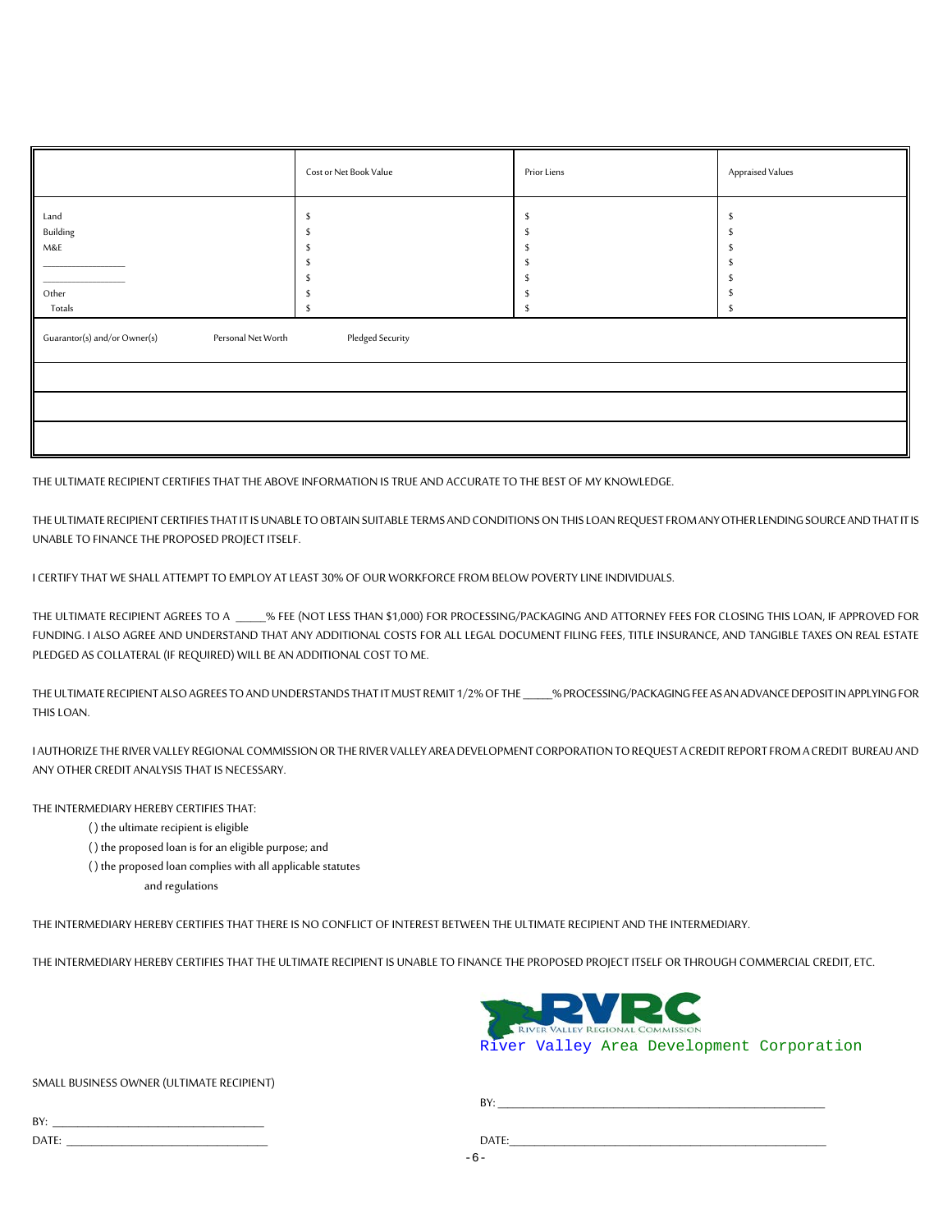| | Cost or Net Book Value | Prior Liens | Appraised Values |
|---|---|---|---|
| Land | $ | $ | $ |
| Building | $ | $ | $ |
| M&E | $ | $ | $ |
| _______________ | $ | $ | $ |
| _______________ | $ | $ | $ |
| Other | $ | $ | $ |
| Totals | $ | $ | $ |

| Guarantor(s) and/or Owner(s) | Personal Net Worth | Pledged Security |
|---|---|---|
| | | |
| | | |
| | | |

THE ULTIMATE RECIPIENT CERTIFIES THAT THE ABOVE INFORMATION IS TRUE AND ACCURATE TO THE BEST OF MY KNOWLEDGE.

THE ULTIMATE RECIPIENT CERTIFIES THAT IT IS UNABLE TO OBTAIN SUITABLE TERMS AND CONDITIONS ON THIS LOAN REQUEST FROM ANY OTHER LENDING SOURCE AND THAT IT IS UNABLE TO FINANCE THE PROPOSED PROJECT ITSELF.

I CERTIFY THAT WE SHALL ATTEMPT TO EMPLOY AT LEAST 30% OF OUR WORKFORCE FROM BELOW POVERTY LINE INDIVIDUALS.

THE ULTIMATE RECIPIENT AGREES TO A _____% FEE (NOT LESS THAN $1,000) FOR PROCESSING/PACKAGING AND ATTORNEY FEES FOR CLOSING THIS LOAN, IF APPROVED FOR FUNDING. I ALSO AGREE AND UNDERSTAND THAT ANY ADDITIONAL COSTS FOR ALL LEGAL DOCUMENT FILING FEES, TITLE INSURANCE, AND TANGIBLE TAXES ON REAL ESTATE PLEDGED AS COLLATERAL (IF REQUIRED) WILL BE AN ADDITIONAL COST TO ME.

THE ULTIMATE RECIPIENT ALSO AGREES TO AND UNDERSTANDS THAT IT MUST REMIT 1/2% OF THE _____% PROCESSING/PACKAGING FEE AS AN ADVANCE DEPOSIT IN APPLYING FOR THIS LOAN.

I AUTHORIZE THE RIVER VALLEY REGIONAL COMMISSION OR THE RIVER VALLEY AREA DEVELOPMENT CORPORATION TO REQUEST A CREDIT REPORT FROM A CREDIT BUREAU AND ANY OTHER CREDIT ANALYSIS THAT IS NECESSARY.

THE INTERMEDIARY HEREBY CERTIFIES THAT:

( ) the ultimate recipient is eligible
( ) the proposed loan is for an eligible purpose; and
( ) the proposed loan complies with all applicable statutes and regulations

THE INTERMEDIARY HEREBY CERTIFIES THAT THERE IS NO CONFLICT OF INTEREST BETWEEN THE ULTIMATE RECIPIENT AND THE INTERMEDIARY.

THE INTERMEDIARY HEREBY CERTIFIES THAT THE ULTIMATE RECIPIENT IS UNABLE TO FINANCE THE PROPOSED PROJECT ITSELF OR THROUGH COMMERCIAL CREDIT, ETC.

RVRC RIVER VALLEY REGIONAL COMMISSION
River Valley Area Development Corporation

SMALL BUSINESS OWNER (ULTIMATE RECIPIENT)

BY: ___________________________________

DATE: ___________________________________

BY: ___________________________________

DATE: ___________________________________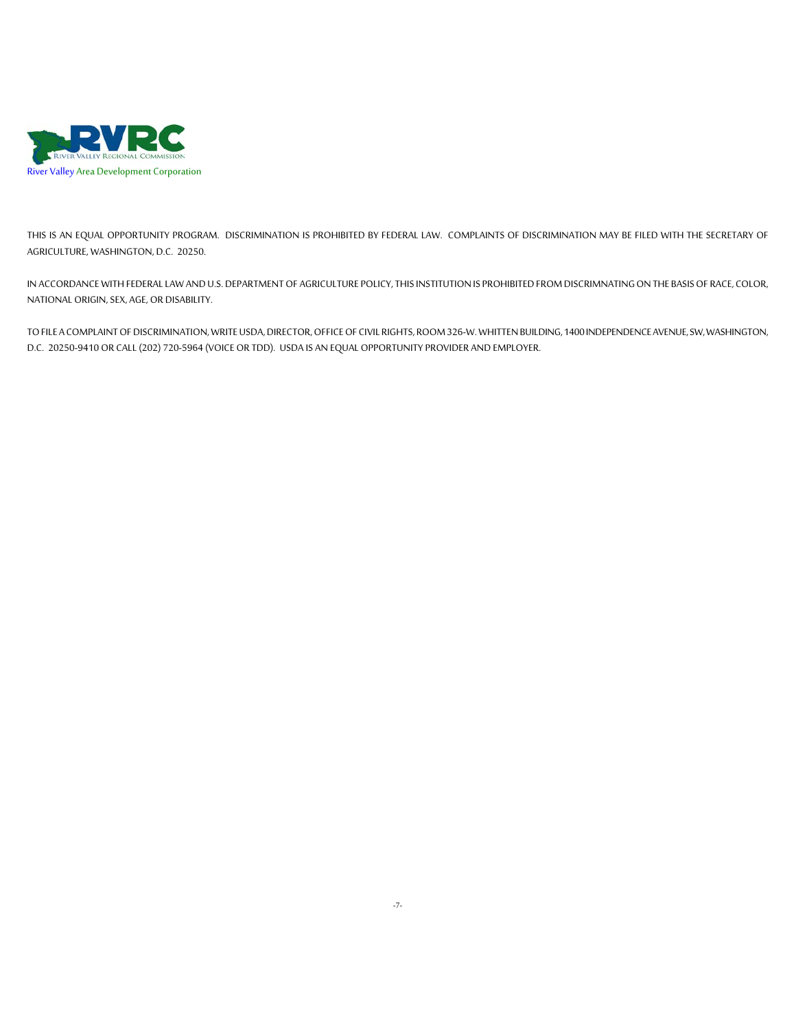River Valley Area Development Corporation

THIS IS AN EQUAL OPPORTUNITY PROGRAM. DISCRIMINATION IS PROHIBITED BY FEDERAL LAW. COMPLAINTS OF DISCRIMINATION MAY BE FILED WITH THE SECRETARY OF AGRICULTURE, WASHINGTON, D.C. 20250.

IN ACCORDANCE WITH FEDERAL LAW AND U.S. DEPARTMENT OF AGRICULTURE POLICY, THIS INSTITUTION IS PROHIBITED FROM DISCRIMNATING ON THE BASIS OF RACE, COLOR, NATIONAL ORIGIN, SEX, AGE, OR DISABILITY.

TO FILE A COMPLAINT OF DISCRIMINATION, WRITE USDA, DIRECTOR, OFFICE OF CIVIL RIGHTS, ROOM 326-W. WHITTEN BUILDING, 1400 INDEPENDENCE AVENUE, SW, WASHINGTON, D.C. 20250-9410 OR CALL (202) 720-5964 (VOICE OR TDD). USDA IS AN EQUAL OPPORTUNITY PROVIDER AND EMPLOYER.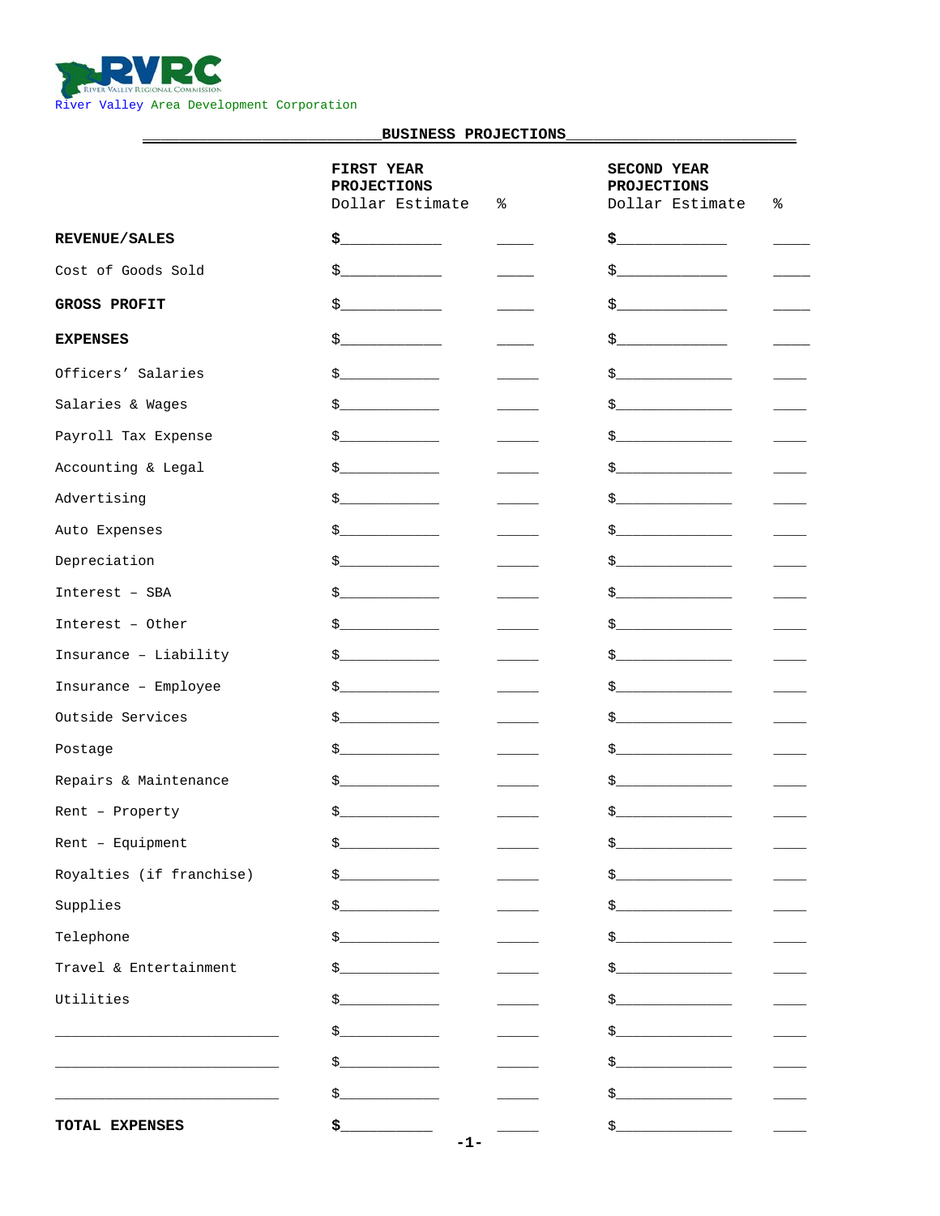River Valley Area Development Corporation

## BUSINESS PROJECTIONS

| | FIRST YEAR PROJECTIONS Dollar Estimate | % | SECOND YEAR PROJECTIONS Dollar Estimate | % |
|---|---|---|---|---|
| **REVENUE/SALES** | **$**____________ | _____ | **$**____________ | _____ |
| Cost of Goods Sold | $____________ | _____ | $____________ | _____ |
| **GROSS PROFIT** | $____________ | _____ | $____________ | _____ |
| **EXPENSES** | $____________ | _____ | $____________ | _____ |
| Officers' Salaries | $____________ | _____ | $____________ | _____ |
| Salaries & Wages | $____________ | _____ | $____________ | _____ |
| Payroll Tax Expense | $____________ | _____ | $____________ | _____ |
| Accounting & Legal | $____________ | _____ | $____________ | _____ |
| Advertising | $____________ | _____ | $____________ | _____ |
| Auto Expenses | $____________ | _____ | $____________ | _____ |
| Depreciation | $____________ | _____ | $____________ | _____ |
| Interest – SBA | $____________ | _____ | $____________ | _____ |
| Interest – Other | $____________ | _____ | $____________ | _____ |
| Insurance – Liability | $____________ | _____ | $____________ | _____ |
| Insurance – Employee | $____________ | _____ | $____________ | _____ |
| Outside Services | $____________ | _____ | $____________ | _____ |
| Postage | $____________ | _____ | $____________ | _____ |
| Repairs & Maintenance | $____________ | _____ | $____________ | _____ |
| Rent – Property | $____________ | _____ | $____________ | _____ |
| Rent – Equipment | $____________ | _____ | $____________ | _____ |
| Royalties (if franchise) | $____________ | _____ | $____________ | _____ |
| Supplies | $____________ | _____ | $____________ | _____ |
| Telephone | $____________ | _____ | $____________ | _____ |
| Travel & Entertainment | $____________ | _____ | $____________ | _____ |
| Utilities | $____________ | _____ | $____________ | _____ |
| ____________________________ | $____________ | _____ | $____________ | _____ |
| ____________________________ | $____________ | _____ | $____________ | _____ |
| ____________________________ | $____________ | _____ | $____________ | _____ |
| **TOTAL EXPENSES** | **$**____________ | _____ | $____________ | _____ |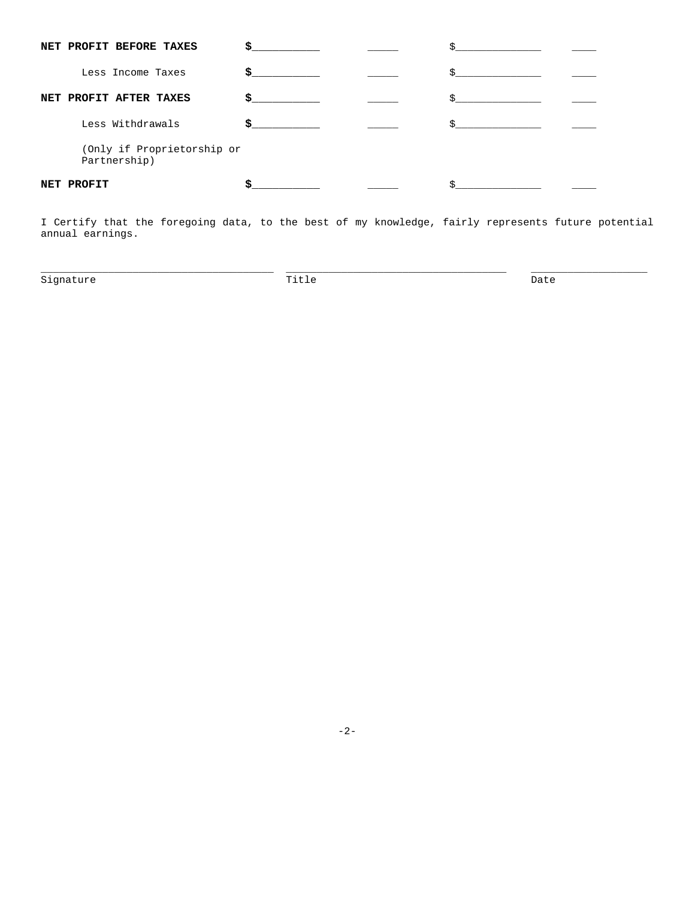| | | | | |
|---|---|---|---|---|
| **NET PROFIT BEFORE TAXES** | **$**__________ | _____ | $______________ | ____ |
| Less Income Taxes | **$**__________ | _____ | $______________ | ____ |
| **NET PROFIT AFTER TAXES** | **$**__________ | _____ | $______________ | ____ |
| Less Withdrawals | **$**__________ | _____ | $______________ | ____ |
| (Only if Proprietorship or Partnership) | | | | |
| **NET PROFIT** | **$**__________ | _____ | $______________ | ____ |

I Certify that the foregoing data, to the best of my knowledge, fairly represents future potential annual earnings.

_____________________________________ _____________________________________ ___________________

Signature Title Date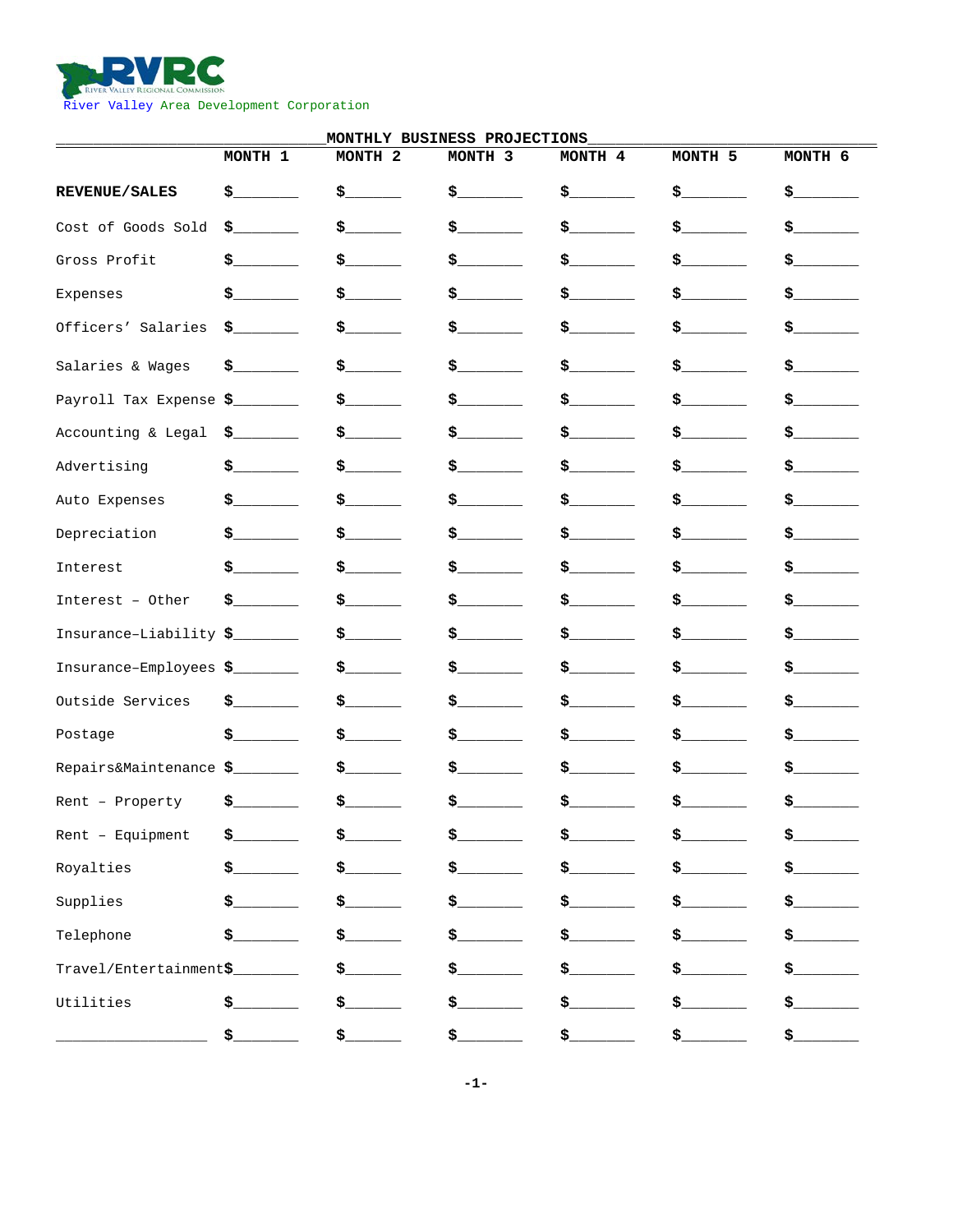River Valley Area Development Corporation

## MONTHLY BUSINESS PROJECTIONS

| | MONTH 1 | MONTH 2 | MONTH 3 | MONTH 4 | MONTH 5 | MONTH 6 |
|---|---|---|---|---|---|---|
| **REVENUE/SALES** | $_______ | $______ | $_______ | $_______ | $_______ | $_______ |
| Cost of Goods Sold | $_______ | $______ | $_______ | $_______ | $_______ | $_______ |
| Gross Profit | $_______ | $______ | $_______ | $_______ | $_______ | $_______ |
| Expenses | $_______ | $______ | $_______ | $_______ | $_______ | $_______ |
| Officers' Salaries | $_______ | $______ | $_______ | $_______ | $_______ | $_______ |
| Salaries & Wages | $_______ | $______ | $_______ | $_______ | $_______ | $_______ |
| Payroll Tax Expense | $_______ | $______ | $_______ | $_______ | $_______ | $_______ |
| Accounting & Legal | $_______ | $______ | $_______ | $_______ | $_______ | $_______ |
| Advertising | $_______ | $______ | $_______ | $_______ | $_______ | $_______ |
| Auto Expenses | $_______ | $______ | $_______ | $_______ | $_______ | $_______ |
| Depreciation | $_______ | $______ | $_______ | $_______ | $_______ | $_______ |
| Interest | $_______ | $______ | $_______ | $_______ | $_______ | $_______ |
| Interest – Other | $_______ | $______ | $_______ | $_______ | $_______ | $_______ |
| Insurance-Liability | $_______ | $______ | $_______ | $_______ | $_______ | $_______ |
| Insurance-Employees | $_______ | $______ | $_______ | $_______ | $_______ | $_______ |
| Outside Services | $_______ | $______ | $_______ | $_______ | $_______ | $_______ |
| Postage | $_______ | $______ | $_______ | $_______ | $_______ | $_______ |
| Repairs&Maintenance | $_______ | $______ | $_______ | $_______ | $_______ | $_______ |
| Rent – Property | $_______ | $______ | $_______ | $_______ | $_______ | $_______ |
| Rent – Equipment | $_______ | $______ | $_______ | $_______ | $_______ | $_______ |
| Royalties | $_______ | $______ | $_______ | $_______ | $_______ | $_______ |
| Supplies | $_______ | $______ | $_______ | $_______ | $_______ | $_______ |
| Telephone | $_______ | $______ | $_______ | $_______ | $_______ | $_______ |
| Travel/Entertainment | $_______ | $______ | $_______ | $_______ | $_______ | $_______ |
| Utilities | $_______ | $______ | $_______ | $_______ | $_______ | $_______ |
| ________________ | $_______ | $______ | $_______ | $_______ | $_______ | $_______ |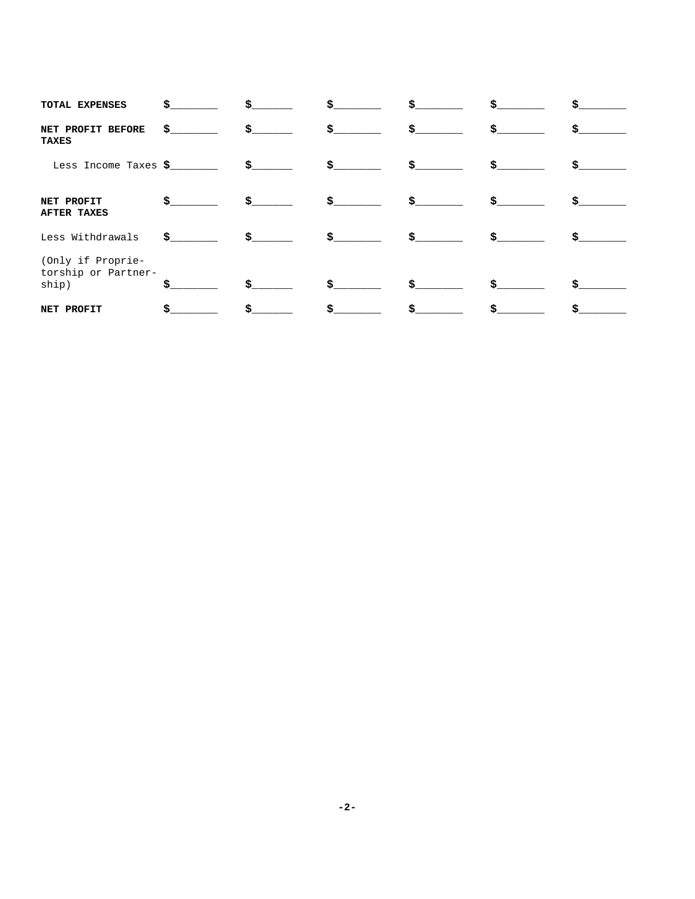| | | | | | | |
|---|---|---|---|---|---|---|
| **TOTAL EXPENSES** | **$**________ | **$**_______ | **$**________ | **$**________ | **$**________ | **$**________ |
| **NET PROFIT BEFORE TAXES** | **$**________ | **$**_______ | **$**________ | **$**________ | **$**________ | **$**________ |
| Less Income Taxes | **$**________ | **$**_______ | **$**________ | **$**________ | **$**________ | **$**________ |
| **NET PROFIT AFTER TAXES** | **$**________ | **$**_______ | **$**________ | **$**________ | **$**________ | **$**________ |
| Less Withdrawals | **$**________ | **$**_______ | **$**________ | **$**________ | **$**________ | **$**________ |
| (Only if Proprie-torship or Partner-ship) | **$**________ | **$**_______ | **$**________ | **$**________ | **$**________ | **$**________ |
| **NET PROFIT** | **$**________ | **$**_______ | **$**________ | **$**________ | **$**________ | **$**________ |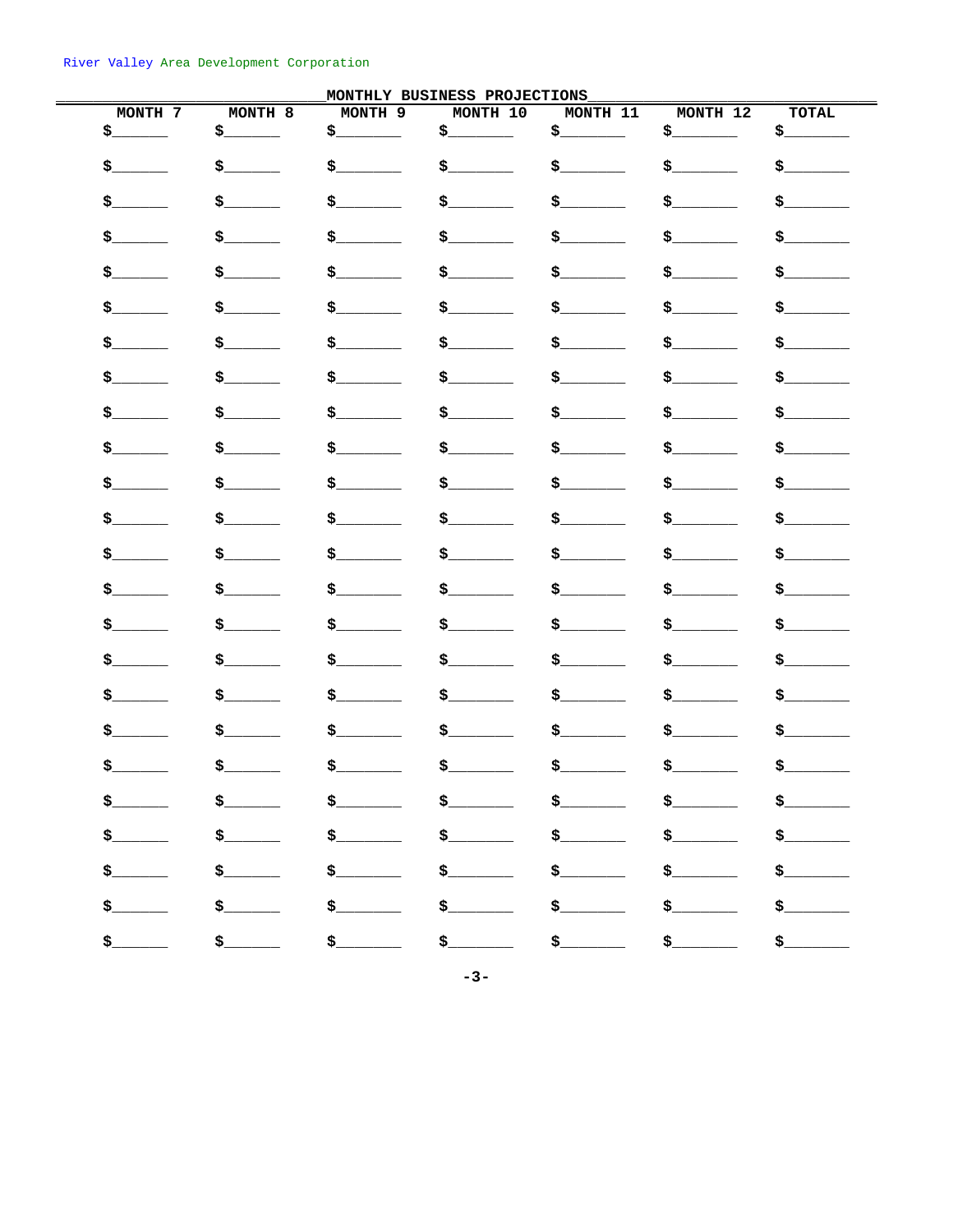## MONTHLY BUSINESS PROJECTIONS

| MONTH 7 | MONTH 8 | MONTH 9 | MONTH 10 | MONTH 11 | MONTH 12 | TOTAL |
|---|---|---|---|---|---|---|
| $______ | $______ | $_______ | $_______ | $_______ | $_______ | $_______ |
| $______ | $______ | $_______ | $_______ | $_______ | $_______ | $_______ |
| $______ | $______ | $_______ | $_______ | $_______ | $_______ | $_______ |
| $______ | $______ | $_______ | $_______ | $_______ | $_______ | $_______ |
| $______ | $______ | $_______ | $_______ | $_______ | $_______ | $_______ |
| $______ | $______ | $_______ | $_______ | $_______ | $_______ | $_______ |
| $______ | $______ | $_______ | $_______ | $_______ | $_______ | $_______ |
| $______ | $______ | $_______ | $_______ | $_______ | $_______ | $_______ |
| $______ | $______ | $_______ | $_______ | $_______ | $_______ | $_______ |
| $______ | $______ | $_______ | $_______ | $_______ | $_______ | $_______ |
| $______ | $______ | $_______ | $_______ | $_______ | $_______ | $_______ |
| $______ | $______ | $_______ | $_______ | $_______ | $_______ | $_______ |
| $______ | $______ | $_______ | $_______ | $_______ | $_______ | $_______ |
| $______ | $______ | $_______ | $_______ | $_______ | $_______ | $_______ |
| $______ | $______ | $_______ | $_______ | $_______ | $_______ | $_______ |
| $______ | $______ | $_______ | $_______ | $_______ | $_______ | $_______ |
| $______ | $______ | $_______ | $_______ | $_______ | $_______ | $_______ |
| $______ | $______ | $_______ | $_______ | $_______ | $_______ | $_______ |
| $______ | $______ | $_______ | $_______ | $_______ | $_______ | $_______ |
| $______ | $______ | $_______ | $_______ | $_______ | $_______ | $_______ |
| $______ | $______ | $_______ | $_______ | $_______ | $_______ | $_______ |
| $______ | $______ | $_______ | $_______ | $_______ | $_______ | $_______ |
| $______ | $______ | $_______ | $_______ | $_______ | $_______ | $_______ |
| $______ | $______ | $_______ | $_______ | $_______ | $_______ | $_______ |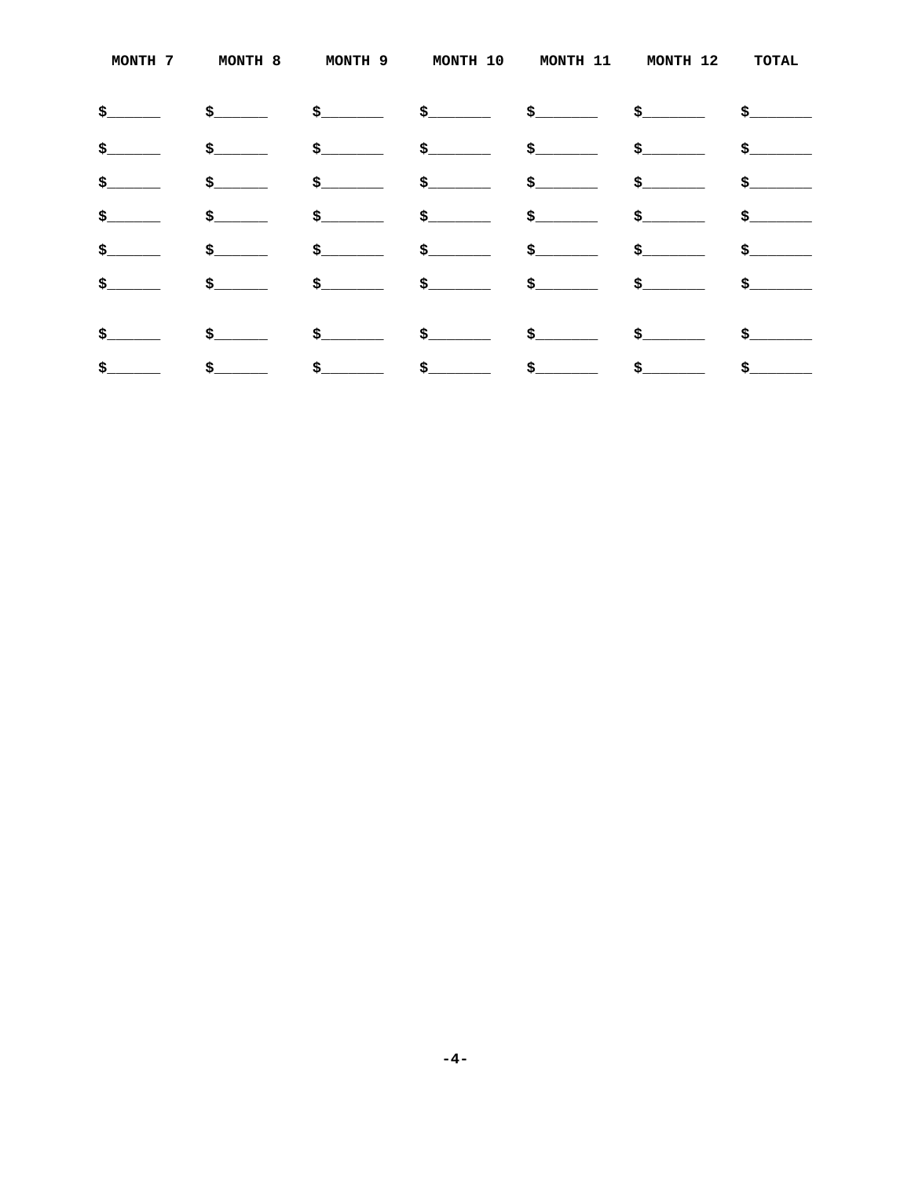| MONTH 7 | MONTH 8 | MONTH 9 | MONTH 10 | MONTH 11 | MONTH 12 | TOTAL |
|---|---|---|---|---|---|---|
| $______ | $______ | $_______ | $_______ | $_______ | $_______ | $_______ |
| $______ | $______ | $_______ | $_______ | $_______ | $_______ | $_______ |
| $______ | $______ | $_______ | $_______ | $_______ | $_______ | $_______ |
| $______ | $______ | $_______ | $_______ | $_______ | $_______ | $_______ |
| $______ | $______ | $_______ | $_______ | $_______ | $_______ | $_______ |
| $______ | $______ | $_______ | $_______ | $_______ | $_______ | $_______ |
| $______ | $______ | $_______ | $_______ | $_______ | $_______ | $_______ |
| $______ | $______ | $_______ | $_______ | $_______ | $_______ | $_______ |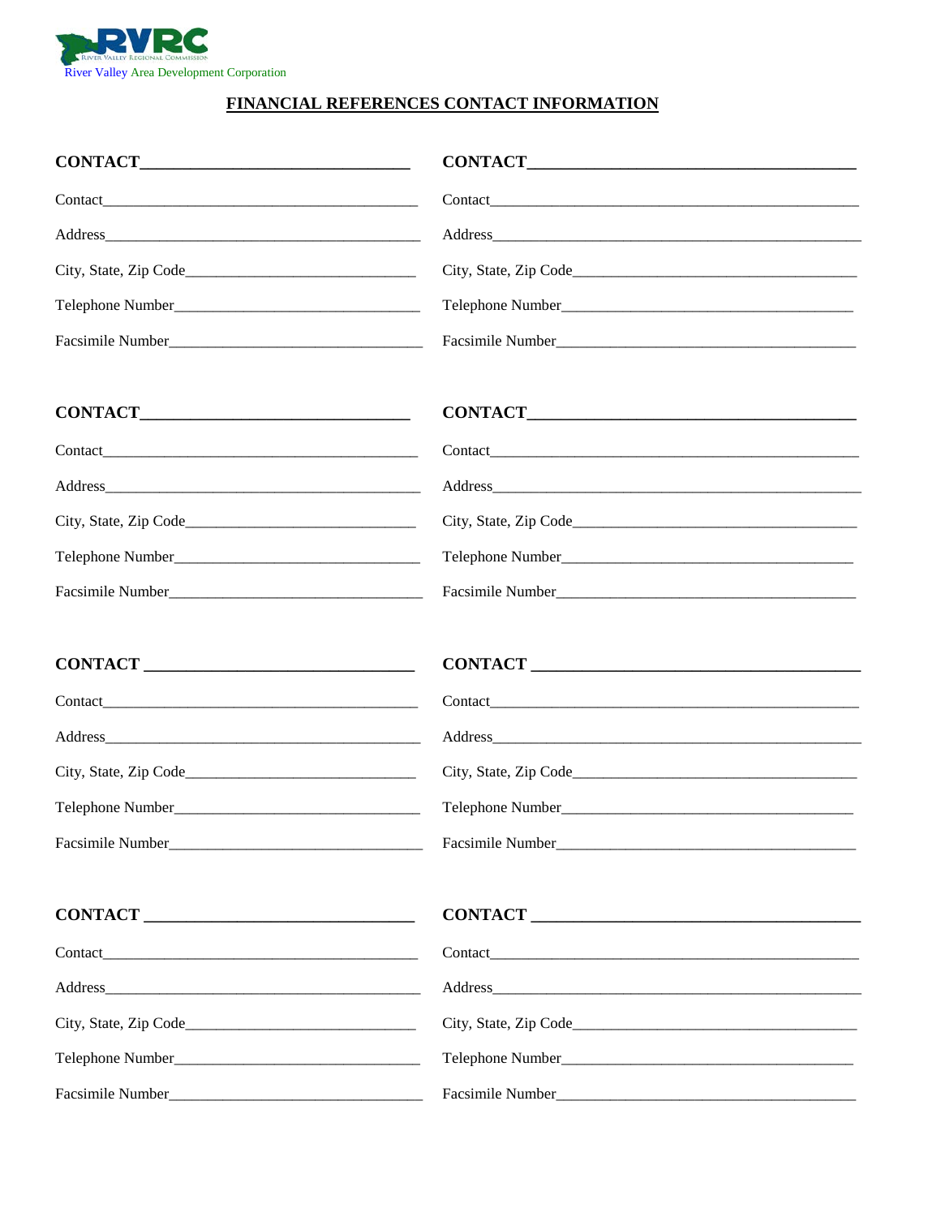RVRC
River Valley Regional Commission
River Valley Area Development Corporation

## FINANCIAL REFERENCES CONTACT INFORMATION

**CONTACT**________________________________

Contact________________________________________

Address________________________________________

City, State, Zip Code____________________________

Telephone Number_______________________________

Facsimile Number________________________________

**CONTACT**________________________________

Contact________________________________________

Address________________________________________

City, State, Zip Code____________________________

Telephone Number_______________________________

Facsimile Number________________________________

**CONTACT**________________________________

Contact________________________________________

Address________________________________________

City, State, Zip Code____________________________

Telephone Number_______________________________

Facsimile Number________________________________

**CONTACT**________________________________

Contact________________________________________

Address________________________________________

City, State, Zip Code____________________________

Telephone Number_______________________________

Facsimile Number________________________________

**CONTACT** ________________________________

Contact________________________________________

Address________________________________________

City, State, Zip Code____________________________

Telephone Number_______________________________

Facsimile Number________________________________

**CONTACT** ________________________________

Contact________________________________________

Address________________________________________

City, State, Zip Code____________________________

Telephone Number_______________________________

Facsimile Number________________________________

**CONTACT** ________________________________

Contact________________________________________

Address________________________________________

City, State, Zip Code____________________________

Telephone Number_______________________________

Facsimile Number________________________________

**CONTACT** ________________________________

Contact________________________________________

Address________________________________________

City, State, Zip Code____________________________

Telephone Number_______________________________

Facsimile Number________________________________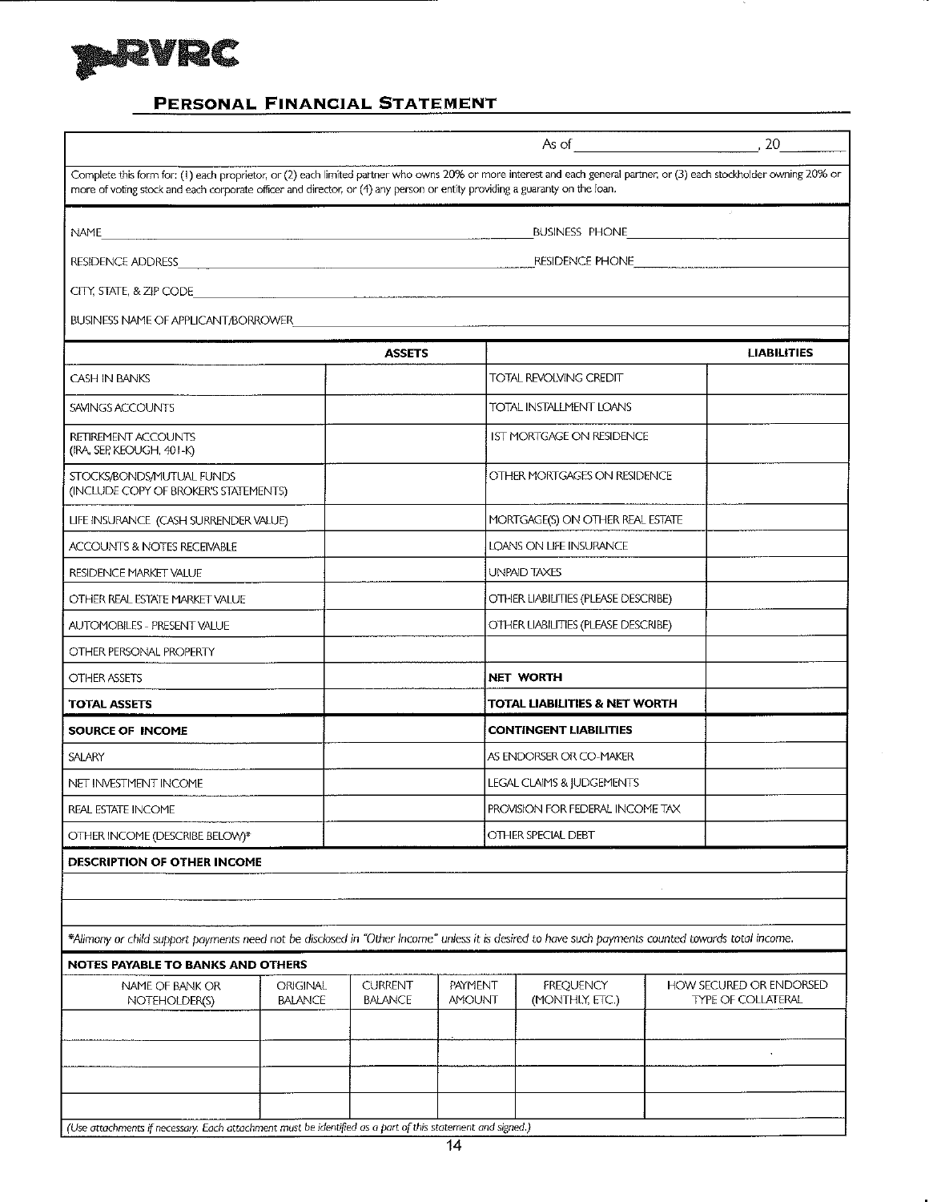RVRC

# PERSONAL FINANCIAL STATEMENT

As of ______________________, 20______

Complete this form for: (1) each proprietor, or (2) each limited partner who owns 20% or more interest and each general partner, or (3) each stockholder owning 20% or more of voting stock and each corporate officer and director, or (4) any person or entity providing a guaranty on the loan.

NAME ______________________________ BUSINESS PHONE ______________________

RESIDENCE ADDRESS ______________________________ RESIDENCE PHONE ______________________

CITY, STATE, & ZIP CODE ______________________________

BUSINESS NAME OF APPLICANT/BORROWER ______________________________

| | ASSETS | | LIABILITIES |
|---|---|---|---|
| CASH IN BANKS | | TOTAL REVOLVING CREDIT | |
| SAVINGS ACCOUNTS | | TOTAL INSTALLMENT LOANS | |
| RETIREMENT ACCOUNTS (IRA, SEP, KEOUGH, 401-K) | | 1ST MORTGAGE ON RESIDENCE | |
| STOCKS/BONDS/MUTUAL FUNDS (INCLUDE COPY OF BROKER'S STATEMENTS) | | OTHER MORTGAGES ON RESIDENCE | |
| LIFE INSURANCE (CASH SURRENDER VALUE) | | MORTGAGE(S) ON OTHER REAL ESTATE | |
| ACCOUNTS & NOTES RECEIVABLE | | LOANS ON LIFE INSURANCE | |
| RESIDENCE MARKET VALUE | | UNPAID TAXES | |
| OTHER REAL ESTATE MARKET VALUE | | OTHER LIABILITIES (PLEASE DESCRIBE) | |
| AUTOMOBILES - PRESENT VALUE | | OTHER LIABILITIES (PLEASE DESCRIBE) | |
| OTHER PERSONAL PROPERTY | | | |
| OTHER ASSETS | | **NET WORTH** | |
| **TOTAL ASSETS** | | **TOTAL LIABILITIES & NET WORTH** | |
| **SOURCE OF INCOME** | | **CONTINGENT LIABILITIES** | |
| SALARY | | AS ENDORSER OR CO-MAKER | |
| NET INVESTMENT INCOME | | LEGAL CLAIMS & JUDGEMENTS | |
| REAL ESTATE INCOME | | PROVISION FOR FEDERAL INCOME TAX | |
| OTHER INCOME (DESCRIBE BELOW)* | | OTHER SPECIAL DEBT | |

**DESCRIPTION OF OTHER INCOME**

______________________________

______________________________

*\*Alimony or child support payments need not be disclosed in "Other Income" unless it is desired to have such payments counted towards total income.*

**NOTES PAYABLE TO BANKS AND OTHERS**

| NAME OF BANK OR NOTEHOLDER(S) | ORIGINAL BALANCE | CURRENT BALANCE | PAYMENT AMOUNT | FREQUENCY (MONTHLY, ETC.) | HOW SECURED OR ENDORSED TYPE OF COLLATERAL |
|---|---|---|---|---|---|
| | | | | | |
| | | | | | |
| | | | | | |
| | | | | | |

*(Use attachments if necessary. Each attachment must be identified as a part of this statement and signed.)*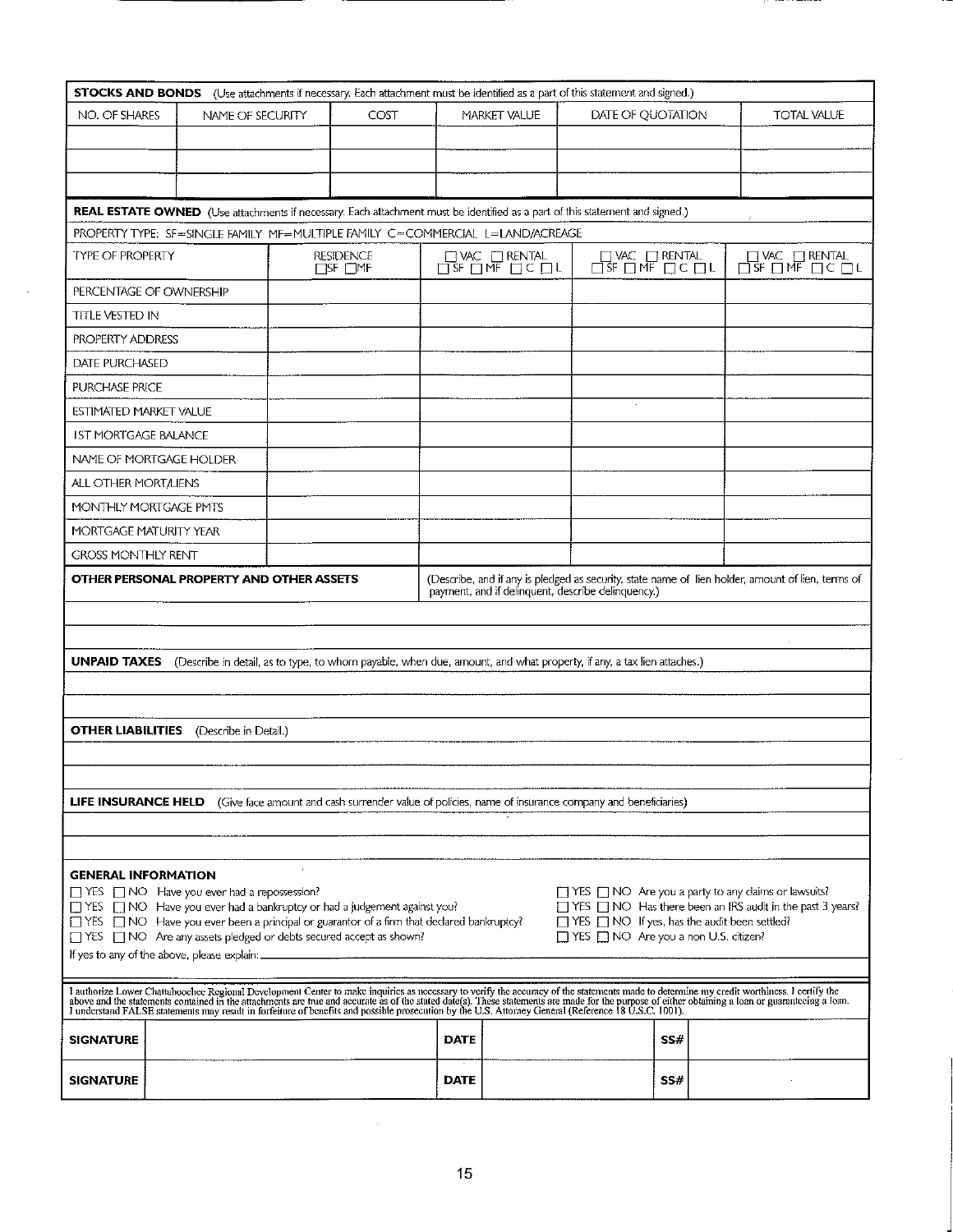**STOCKS AND BONDS** (Use attachments if necessary. Each attachment must be identified as a part of this statement and signed.)

| NO. OF SHARES | NAME OF SECURITY | COST | MARKET VALUE | DATE OF QUOTATION | TOTAL VALUE |
|---|---|---|---|---|---|
| | | | | | |
| | | | | | |
| | | | | | |

**REAL ESTATE OWNED** (Use attachments if necessary. Each attachment must be identified as a part of this statement and signed.)

PROPERTY TYPE: SF=SINGLE FAMILY MF=MULTIPLE FAMILY C=COMMERCIAL L=LAND/ACREAGE

| TYPE OF PROPERTY | RESIDENCE ☐SF ☐MF | ☐ VAC ☐ RENTAL ☐ SF ☐ MF ☐ C ☐ L | ☐ VAC ☐ RENTAL ☐ SF ☐ MF ☐ C ☐ L | ☐ VAC ☐ RENTAL ☐ SF ☐ MF ☐ C ☐ L |
|---|---|---|---|---|
| PERCENTAGE OF OWNERSHIP | | | | |
| TITLE VESTED IN | | | | |
| PROPERTY ADDRESS | | | | |
| DATE PURCHASED | | | | |
| PURCHASE PRICE | | | | |
| ESTIMATED MARKET VALUE | | | | |
| 1ST MORTGAGE BALANCE | | | | |
| NAME OF MORTGAGE HOLDER | | | | |
| ALL OTHER MORT/LIENS | | | | |
| MONTHLY MORTGAGE PMTS | | | | |
| MORTGAGE MATURITY YEAR | | | | |
| GROSS MONTHLY RENT | | | | |

**OTHER PERSONAL PROPERTY AND OTHER ASSETS** (Describe, and if any is pledged as security, state name of lien holder, amount of lien, terms of payment, and if delinquent, describe delinquency.)

**UNPAID TAXES** (Describe in detail, as to type, to whom payable, when due, amount, and what property, if any, a tax lien attaches.)

**OTHER LIABILITIES** (Describe in Detail.)

**LIFE INSURANCE HELD** (Give face amount and cash surrender value of policies, name of insurance company and beneficiaries)

**GENERAL INFORMATION**

☐ YES ☐ NO Have you ever had a repossession?
☐ YES ☐ NO Have you ever had a bankruptcy or had a judgement against you?
☐ YES ☐ NO Have you ever been a principal or guarantor of a firm that declared bankruptcy?
☐ YES ☐ NO Are any assets pledged or debts secured accept as shown?
☐ YES ☐ NO Are you a party to any claims or lawsuits?
☐ YES ☐ NO Has there been an IRS audit in the past 3 years?
☐ YES ☐ NO If yes, has the audit been settled?
☐ YES ☐ NO Are you a non U.S. citizen?

If yes to any of the above, please explain: \_\_\_\_\_\_\_\_\_\_\_\_\_\_\_\_

I authorize Lower Chattahoochee Regional Development Center to make inquiries as necessary to verify the accuracy of the statements made to determine my credit worthiness. I certify the above and the statements contained in the attachments are true and accurate as of the stated date(s). These statements are made for the purpose of either obtaining a loan or guaranteeing a loan. I understand FALSE statements may result in forfeiture of benefits and possible prosecution by the U.S. Attorney General (Reference 18 U.S.C. 1001).

| SIGNATURE | | DATE | | SS# | |
|---|---|---|---|---|---|
| SIGNATURE | | DATE | | SS# | |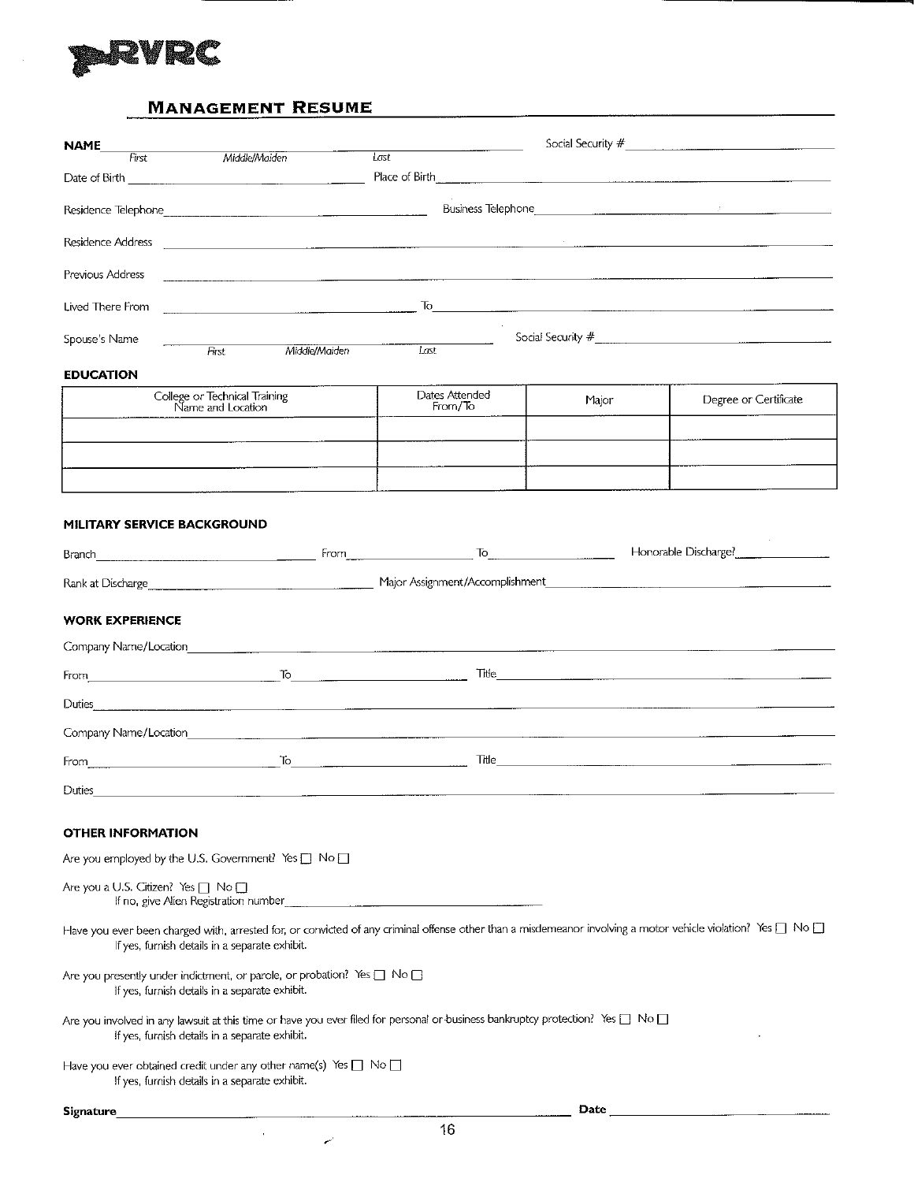RVRC

## MANAGEMENT RESUME

**NAME** ______________________________ Social Security # ______________
First Middle/Maiden Last

Date of Birth ______________ Place of Birth ______________

Residence Telephone ______________ Business Telephone ______________

Residence Address ______________________________

Previous Address ______________________________

Lived There From ______________ To ______________

Spouse's Name ______________________________ Social Security # ______________
First Middle/Maiden Last

### EDUCATION

| College or Technical Training Name and Location | Dates Attended From/To | Major | Degree or Certificate |
|---|---|---|---|
| | | | |
| | | | |
| | | | |

### MILITARY SERVICE BACKGROUND

Branch ______________ From ______________ To ______________ Honorable Discharge? ______________

Rank at Discharge ______________ Major Assignment/Accomplishment ______________

### WORK EXPERIENCE

Company Name/Location ______________________________

From ______________ To ______________ Title ______________

Duties ______________________________

Company Name/Location ______________________________

From ______________ To ______________ Title ______________

Duties ______________________________

### OTHER INFORMATION

Are you employed by the U.S. Government? Yes ☐ No ☐

Are you a U.S. Citizen? Yes ☐ No ☐
If no, give Alien Registration number ______________

Have you ever been charged with, arrested for, or convicted of any criminal offense other than a misdemeanor involving a motor vehicle violation? Yes ☐ No ☐
If yes, furnish details in a separate exhibit.

Are you presently under indictment, or parole, or probation? Yes ☐ No ☐
If yes, furnish details in a separate exhibit.

Are you involved in any lawsuit at this time or have you ever filed for personal or business bankruptcy protection? Yes ☐ No ☐
If yes, furnish details in a separate exhibit.

Have you ever obtained credit under any other name(s) Yes ☐ No ☐
If yes, furnish details in a separate exhibit.

**Signature** ______________________________ **Date** ______________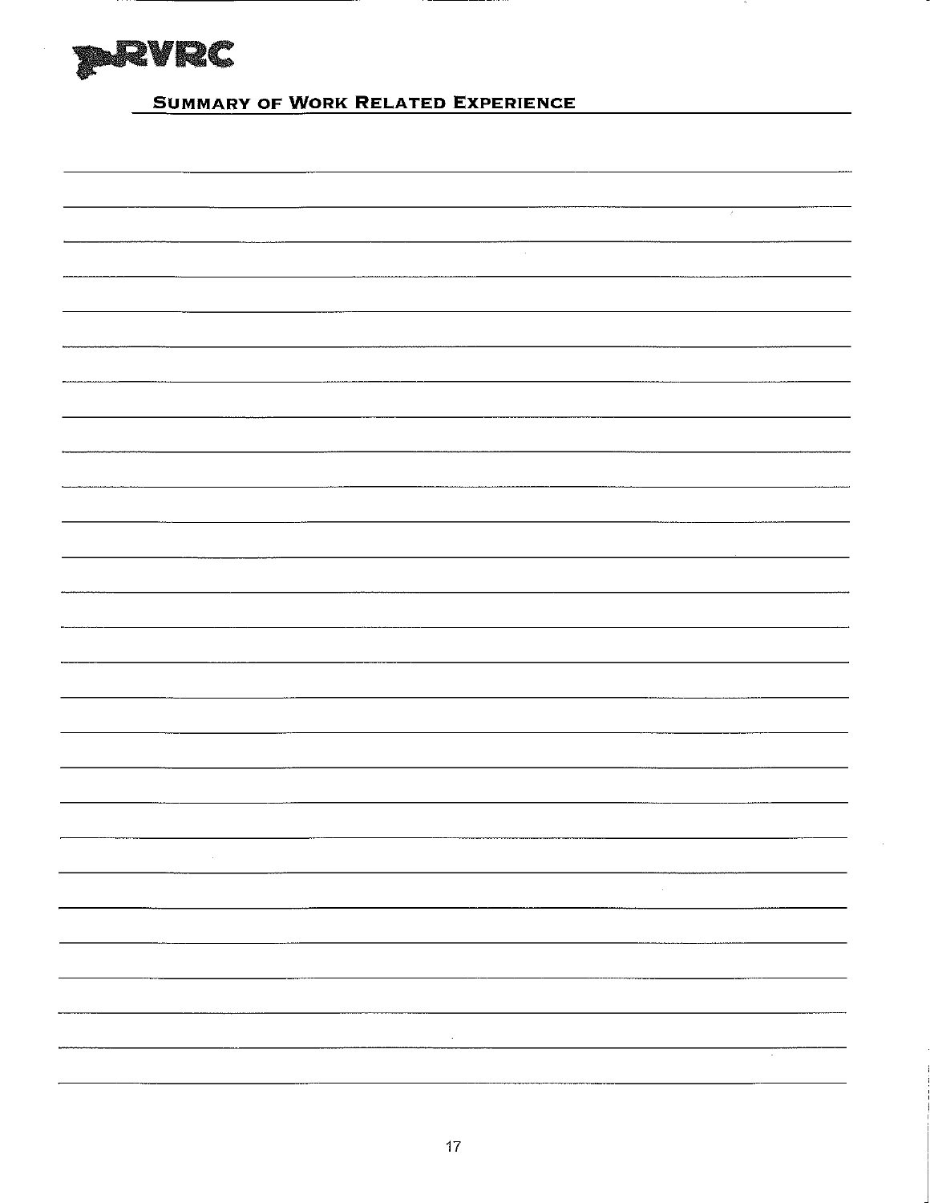RVRC

## Summary of Work Related Experience